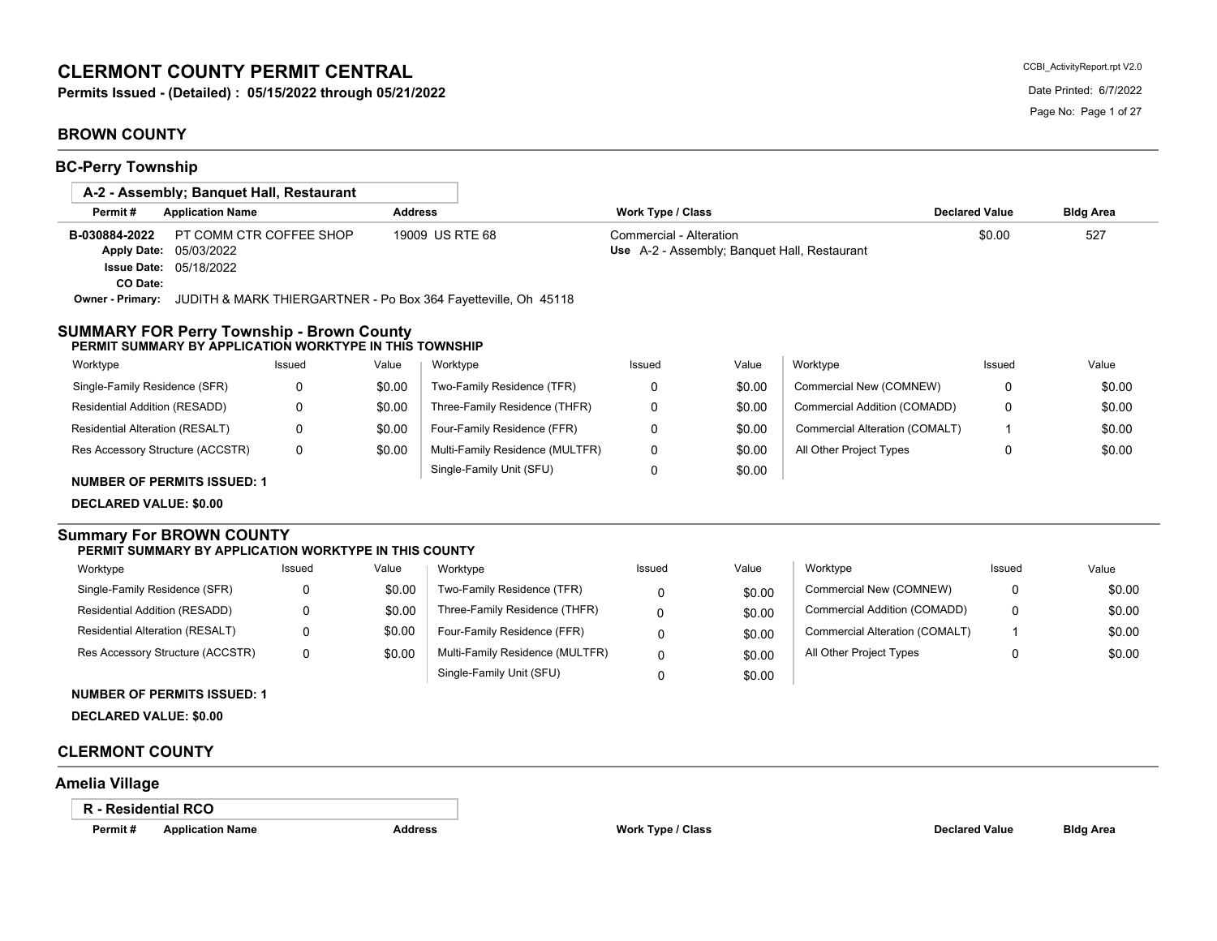# CLERMONT COUNTY PERMIT CENTRAL

**Permits Issued - (Detailed) : 05/15/2022 through 05/21/2022**

CCBI_ActivityReport.rpt V2.0

Date Printed: 6/7/2022

## BROWN COUNTY

### BC-Perry Township

**A-2 - Assembly; Banquet Hall, Restaurant**

| Permit # | Application Name | Address | Work Type / Class | Declared Value | Bldg Area |
|---|---|---|---|---|---|
| B-030884-2022 | PT COMM CTR COFFEE SHOP | 19009 US RTE 68 | Commercial - Alteration | $0.00 | 527 |
| Apply Date: 05/03/2022 | | | Use A-2 - Assembly; Banquet Hall, Restaurant | | |
| Issue Date: 05/18/2022 | | | | | |
| CO Date: | | | | | |
| Owner - Primary: | JUDITH & MARK THIERGARTNER - Po Box 364 Fayetteville, Oh 45118 | | | | |

### SUMMARY FOR Perry Township - Brown County

**PERMIT SUMMARY BY APPLICATION WORKTYPE IN THIS TOWNSHIP**

| Worktype | Issued | Value | Worktype | Issued | Value | Worktype | Issued | Value |
|---|---|---|---|---|---|---|---|---|
| Single-Family Residence (SFR) | 0 | $0.00 | Two-Family Residence (TFR) | 0 | $0.00 | Commercial New (COMNEW) | 0 | $0.00 |
| Residential Addition (RESADD) | 0 | $0.00 | Three-Family Residence (THFR) | 0 | $0.00 | Commercial Addition (COMADD) | 0 | $0.00 |
| Residential Alteration (RESALT) | 0 | $0.00 | Four-Family Residence (FFR) | 0 | $0.00 | Commercial Alteration (COMALT) | 1 | $0.00 |
| Res Accessory Structure (ACCSTR) | 0 | $0.00 | Multi-Family Residence (MULTFR) | 0 | $0.00 | All Other Project Types | 0 | $0.00 |
| | | | Single-Family Unit (SFU) | 0 | $0.00 | | | |

**NUMBER OF PERMITS ISSUED: 1**

**DECLARED VALUE: $0.00**

### Summary For BROWN COUNTY

**PERMIT SUMMARY BY APPLICATION WORKTYPE IN THIS COUNTY**

| Worktype | Issued | Value | Worktype | Issued | Value | Worktype | Issued | Value |
|---|---|---|---|---|---|---|---|---|
| Single-Family Residence (SFR) | 0 | $0.00 | Two-Family Residence (TFR) | 0 | $0.00 | Commercial New (COMNEW) | 0 | $0.00 |
| Residential Addition (RESADD) | 0 | $0.00 | Three-Family Residence (THFR) | 0 | $0.00 | Commercial Addition (COMADD) | 0 | $0.00 |
| Residential Alteration (RESALT) | 0 | $0.00 | Four-Family Residence (FFR) | 0 | $0.00 | Commercial Alteration (COMALT) | 1 | $0.00 |
| Res Accessory Structure (ACCSTR) | 0 | $0.00 | Multi-Family Residence (MULTFR) | 0 | $0.00 | All Other Project Types | 0 | $0.00 |
| | | | Single-Family Unit (SFU) | 0 | $0.00 | | | |

**NUMBER OF PERMITS ISSUED: 1**

**DECLARED VALUE: $0.00**

## CLERMONT COUNTY

### Amelia Village

**R - Residential RCO**

| Permit # | Application Name | Address | Work Type / Class | Declared Value | Bldg Area |
|---|---|---|---|---|---|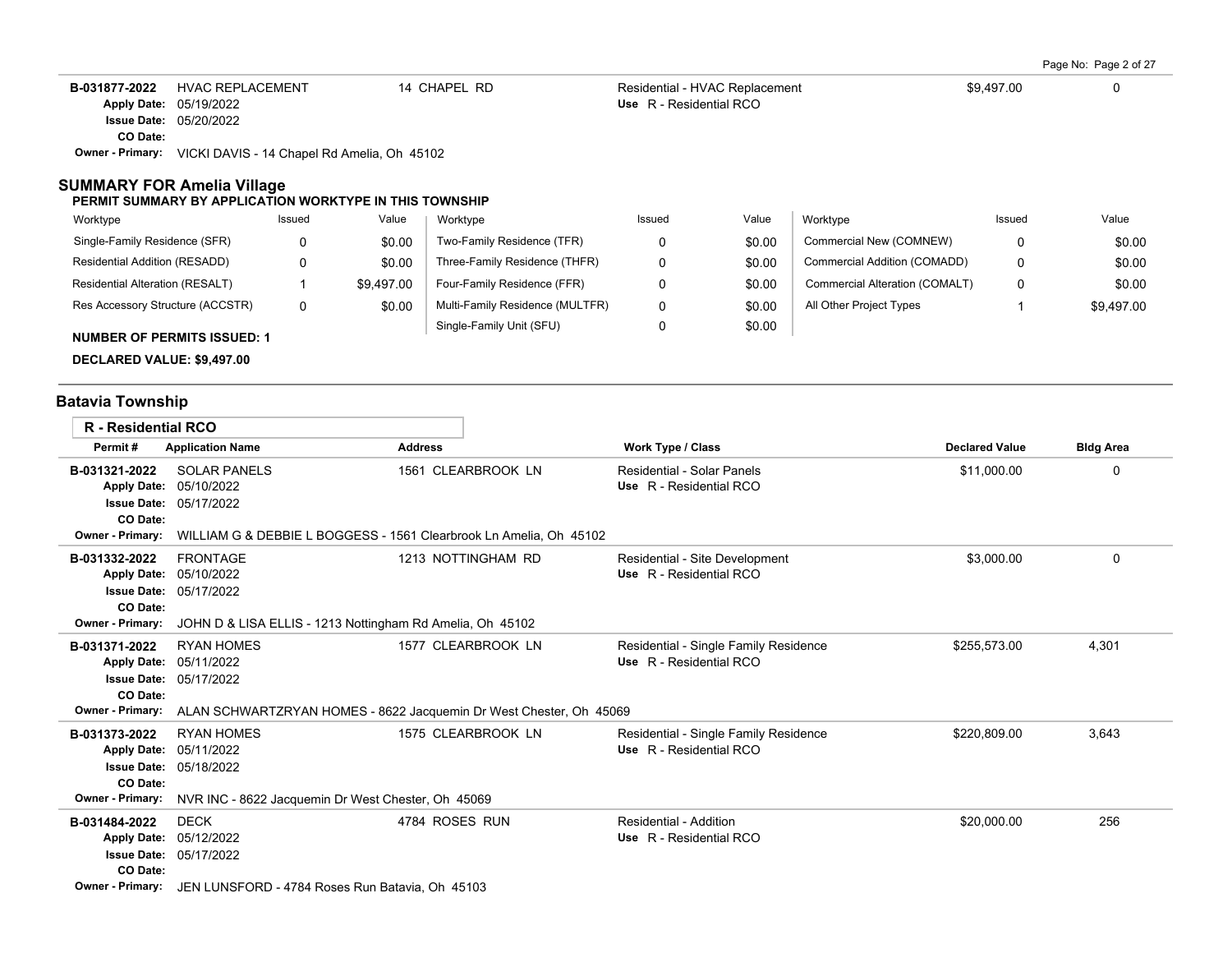| Permit # | Application Name | Address | Work Type / Class | Declared Value | Bldg Area |
|---|---|---|---|---|---|
| B-031877-2022 | HVAC REPLACEMENT | 14 CHAPEL RD | Residential - HVAC Replacement | $9,497.00 | 0 |
| Apply Date: 05/19/2022 | | | Use R - Residential RCO | | |
| Issue Date: 05/20/2022 | | | | | |
| CO Date: | | | | | |
| Owner - Primary: VICKI DAVIS - 14 Chapel Rd Amelia, Oh 45102 | | | | | |

## SUMMARY FOR Amelia Village

**PERMIT SUMMARY BY APPLICATION WORKTYPE IN THIS TOWNSHIP**

| Worktype | Issued | Value | Worktype | Issued | Value | Worktype | Issued | Value |
|---|---|---|---|---|---|---|---|---|
| Single-Family Residence (SFR) | 0 | $0.00 | Two-Family Residence (TFR) | 0 | $0.00 | Commercial New (COMNEW) | 0 | $0.00 |
| Residential Addition (RESADD) | 0 | $0.00 | Three-Family Residence (THFR) | 0 | $0.00 | Commercial Addition (COMADD) | 0 | $0.00 |
| Residential Alteration (RESALT) | 1 | $9,497.00 | Four-Family Residence (FFR) | 0 | $0.00 | Commercial Alteration (COMALT) | 0 | $0.00 |
| Res Accessory Structure (ACCSTR) | 0 | $0.00 | Multi-Family Residence (MULTFR) | 0 | $0.00 | All Other Project Types | 1 | $9,497.00 |
| | | | Single-Family Unit (SFU) | 0 | $0.00 | | | |

**NUMBER OF PERMITS ISSUED: 1**

**DECLARED VALUE: $9,497.00**

## Batavia Township

**R - Residential RCO**

| Permit # | Application Name | Address | Work Type / Class | Declared Value | Bldg Area |
|---|---|---|---|---|---|
| B-031321-2022 | SOLAR PANELS | 1561 CLEARBROOK LN | Residential - Solar Panels | $11,000.00 | 0 |
| Apply Date: 05/10/2022 | | | Use R - Residential RCO | | |
| Issue Date: 05/17/2022 | | | | | |
| CO Date: | | | | | |
| Owner - Primary: WILLIAM G & DEBBIE L BOGGESS - 1561 Clearbrook Ln Amelia, Oh 45102 | | | | | |
| B-031332-2022 | FRONTAGE | 1213 NOTTINGHAM RD | Residential - Site Development | $3,000.00 | 0 |
| Apply Date: 05/10/2022 | | | Use R - Residential RCO | | |
| Issue Date: 05/17/2022 | | | | | |
| CO Date: | | | | | |
| Owner - Primary: JOHN D & LISA ELLIS - 1213 Nottingham Rd Amelia, Oh 45102 | | | | | |
| B-031371-2022 | RYAN HOMES | 1577 CLEARBROOK LN | Residential - Single Family Residence | $255,573.00 | 4,301 |
| Apply Date: 05/11/2022 | | | Use R - Residential RCO | | |
| Issue Date: 05/17/2022 | | | | | |
| CO Date: | | | | | |
| Owner - Primary: ALAN SCHWARTZRYAN HOMES - 8622 Jacquemin Dr West Chester, Oh 45069 | | | | | |
| B-031373-2022 | RYAN HOMES | 1575 CLEARBROOK LN | Residential - Single Family Residence | $220,809.00 | 3,643 |
| Apply Date: 05/11/2022 | | | Use R - Residential RCO | | |
| Issue Date: 05/18/2022 | | | | | |
| CO Date: | | | | | |
| Owner - Primary: NVR INC - 8622 Jacquemin Dr West Chester, Oh 45069 | | | | | |
| B-031484-2022 | DECK | 4784 ROSES RUN | Residential - Addition | $20,000.00 | 256 |
| Apply Date: 05/12/2022 | | | Use R - Residential RCO | | |
| Issue Date: 05/17/2022 | | | | | |
| CO Date: | | | | | |
| Owner - Primary: JEN LUNSFORD - 4784 Roses Run Batavia, Oh 45103 | | | | | |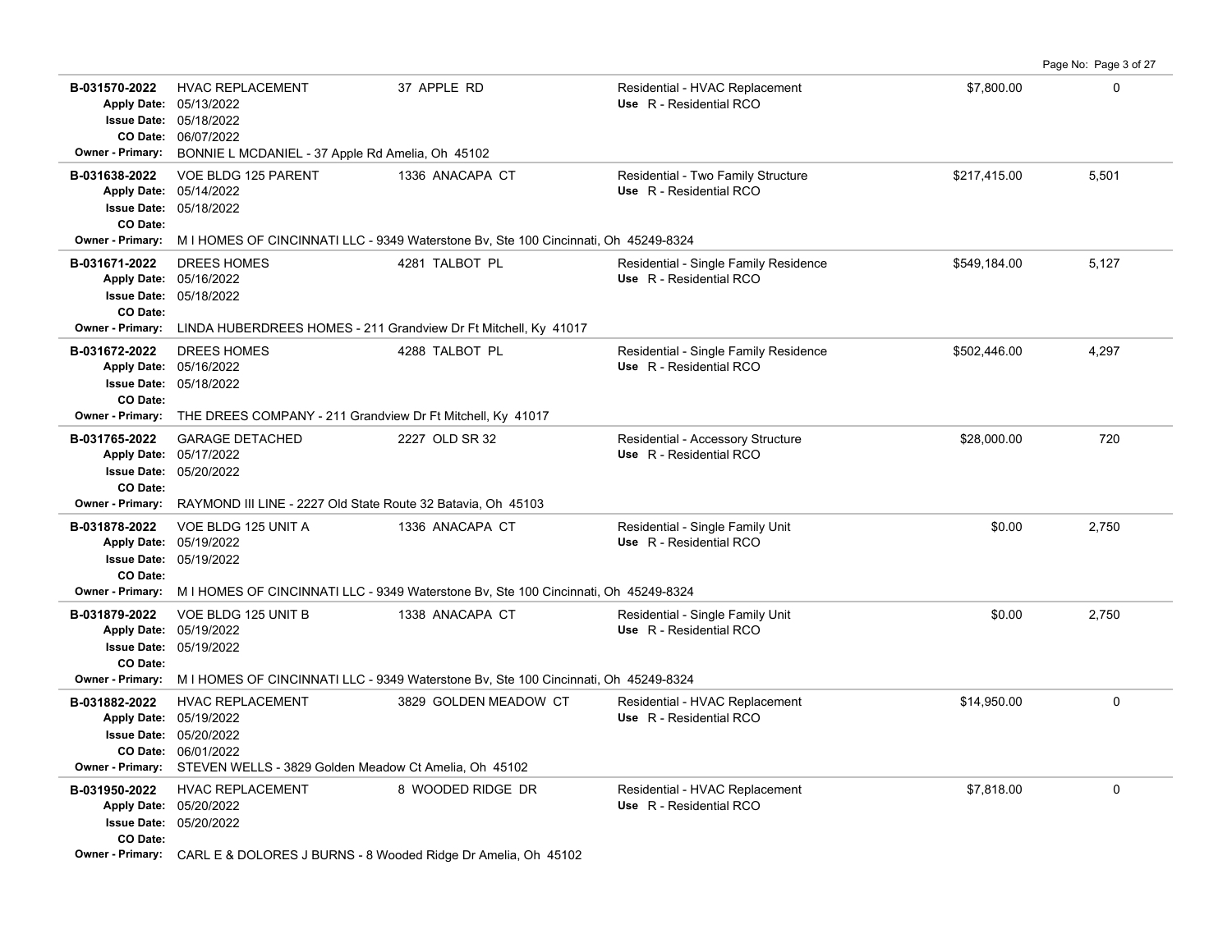| Permit # | Description | Address | Type / Use | Valuation | Sq Ft |
|---|---|---|---|---|---|
| **B-031570-2022**<br>Apply Date: 05/13/2022<br>Issue Date: 05/18/2022<br>CO Date: 06/07/2022<br>Owner - Primary: BONNIE L MCDANIEL - 37 Apple Rd Amelia, Oh 45102 | HVAC REPLACEMENT | 37 APPLE RD | Residential - HVAC Replacement<br>Use R - Residential RCO | $7,800.00 | 0 |
| **B-031638-2022**<br>Apply Date: 05/14/2022<br>Issue Date: 05/18/2022<br>CO Date:<br>Owner - Primary: M I HOMES OF CINCINNATI LLC - 9349 Waterstone Bv, Ste 100 Cincinnati, Oh 45249-8324 | VOE BLDG 125 PARENT | 1336 ANACAPA CT | Residential - Two Family Structure<br>Use R - Residential RCO | $217,415.00 | 5,501 |
| **B-031671-2022**<br>Apply Date: 05/16/2022<br>Issue Date: 05/18/2022<br>CO Date:<br>Owner - Primary: LINDA HUBERDREES HOMES - 211 Grandview Dr Ft Mitchell, Ky 41017 | DREES HOMES | 4281 TALBOT PL | Residential - Single Family Residence<br>Use R - Residential RCO | $549,184.00 | 5,127 |
| **B-031672-2022**<br>Apply Date: 05/16/2022<br>Issue Date: 05/18/2022<br>CO Date:<br>Owner - Primary: THE DREES COMPANY - 211 Grandview Dr Ft Mitchell, Ky 41017 | DREES HOMES | 4288 TALBOT PL | Residential - Single Family Residence<br>Use R - Residential RCO | $502,446.00 | 4,297 |
| **B-031765-2022**<br>Apply Date: 05/17/2022<br>Issue Date: 05/20/2022<br>CO Date:<br>Owner - Primary: RAYMOND III LINE - 2227 Old State Route 32 Batavia, Oh 45103 | GARAGE DETACHED | 2227 OLD SR 32 | Residential - Accessory Structure<br>Use R - Residential RCO | $28,000.00 | 720 |
| **B-031878-2022**<br>Apply Date: 05/19/2022<br>Issue Date: 05/19/2022<br>CO Date:<br>Owner - Primary: M I HOMES OF CINCINNATI LLC - 9349 Waterstone Bv, Ste 100 Cincinnati, Oh 45249-8324 | VOE BLDG 125 UNIT A | 1336 ANACAPA CT | Residential - Single Family Unit<br>Use R - Residential RCO | $0.00 | 2,750 |
| **B-031879-2022**<br>Apply Date: 05/19/2022<br>Issue Date: 05/19/2022<br>CO Date:<br>Owner - Primary: M I HOMES OF CINCINNATI LLC - 9349 Waterstone Bv, Ste 100 Cincinnati, Oh 45249-8324 | VOE BLDG 125 UNIT B | 1338 ANACAPA CT | Residential - Single Family Unit<br>Use R - Residential RCO | $0.00 | 2,750 |
| **B-031882-2022**<br>Apply Date: 05/19/2022<br>Issue Date: 05/20/2022<br>CO Date: 06/01/2022<br>Owner - Primary: STEVEN WELLS - 3829 Golden Meadow Ct Amelia, Oh 45102 | HVAC REPLACEMENT | 3829 GOLDEN MEADOW CT | Residential - HVAC Replacement<br>Use R - Residential RCO | $14,950.00 | 0 |
| **B-031950-2022**<br>Apply Date: 05/20/2022<br>Issue Date: 05/20/2022<br>CO Date:<br>Owner - Primary: CARL E & DOLORES J BURNS - 8 Wooded Ridge Dr Amelia, Oh 45102 | HVAC REPLACEMENT | 8 WOODED RIDGE DR | Residential - HVAC Replacement<br>Use R - Residential RCO | $7,818.00 | 0 |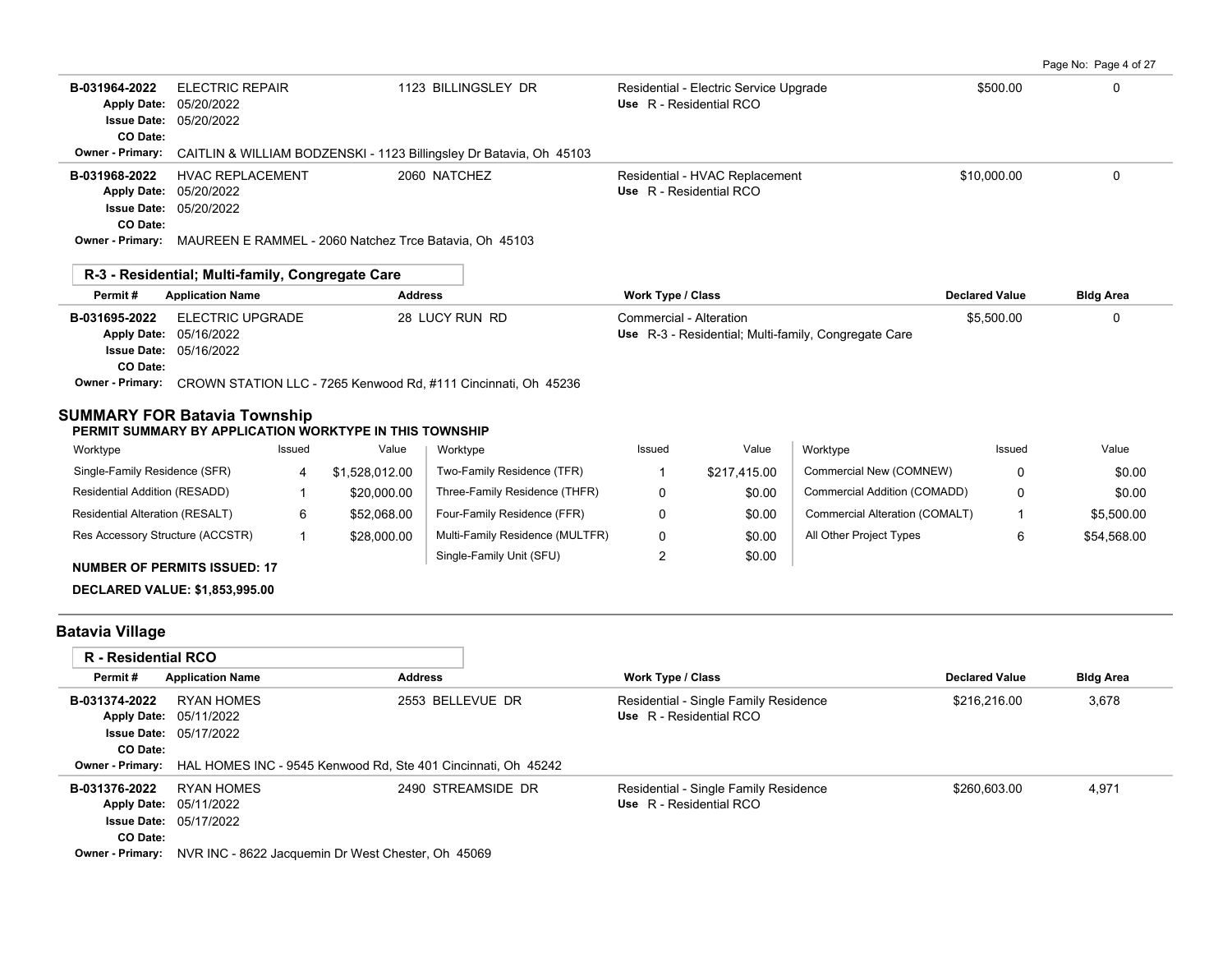| Permit # | Application Name | Address | Work Type / Class | Declared Value | Bldg Area |
|---|---|---|---|---|---|
| B-031964-2022 | ELECTRIC REPAIR | 1123 BILLINGSLEY DR | Residential - Electric Service Upgrade | $500.00 | 0 |
| Apply Date: 05/20/2022 | | | Use R - Residential RCO | | |
| Issue Date: 05/20/2022 | | | | | |
| CO Date: | | | | | |
| Owner - Primary: CAITLIN & WILLIAM BODZENSKI - 1123 Billingsley Dr Batavia, Oh 45103 | | | | | |
| B-031968-2022 | HVAC REPLACEMENT | 2060 NATCHEZ | Residential - HVAC Replacement | $10,000.00 | 0 |
| Apply Date: 05/20/2022 | | | Use R - Residential RCO | | |
| Issue Date: 05/20/2022 | | | | | |
| CO Date: | | | | | |
| Owner - Primary: MAUREEN E RAMMEL - 2060 Natchez Trce Batavia, Oh 45103 | | | | | |

**R-3 - Residential; Multi-family, Congregate Care**

| Permit # | Application Name | Address | Work Type / Class | Declared Value | Bldg Area |
|---|---|---|---|---|---|
| B-031695-2022 | ELECTRIC UPGRADE | 28 LUCY RUN RD | Commercial - Alteration | $5,500.00 | 0 |
| Apply Date: 05/16/2022 | | | Use R-3 - Residential; Multi-family, Congregate Care | | |
| Issue Date: 05/16/2022 | | | | | |
| CO Date: | | | | | |
| Owner - Primary: CROWN STATION LLC - 7265 Kenwood Rd, #111 Cincinnati, Oh 45236 | | | | | |

## SUMMARY FOR Batavia Township

**PERMIT SUMMARY BY APPLICATION WORKTYPE IN THIS TOWNSHIP**

| Worktype | Issued | Value | Worktype | Issued | Value | Worktype | Issued | Value |
|---|---|---|---|---|---|---|---|---|
| Single-Family Residence (SFR) | 4 | $1,528,012.00 | Two-Family Residence (TFR) | 1 | $217,415.00 | Commercial New (COMNEW) | 0 | $0.00 |
| Residential Addition (RESADD) | 1 | $20,000.00 | Three-Family Residence (THFR) | 0 | $0.00 | Commercial Addition (COMADD) | 0 | $0.00 |
| Residential Alteration (RESALT) | 6 | $52,068.00 | Four-Family Residence (FFR) | 0 | $0.00 | Commercial Alteration (COMALT) | 1 | $5,500.00 |
| Res Accessory Structure (ACCSTR) | 1 | $28,000.00 | Multi-Family Residence (MULTFR) | 0 | $0.00 | All Other Project Types | 6 | $54,568.00 |
| | | | Single-Family Unit (SFU) | 2 | $0.00 | | | |

**NUMBER OF PERMITS ISSUED: 17**

**DECLARED VALUE: $1,853,995.00**

## Batavia Village

**R - Residential RCO**

| Permit # | Application Name | Address | Work Type / Class | Declared Value | Bldg Area |
|---|---|---|---|---|---|
| B-031374-2022 | RYAN HOMES | 2553 BELLEVUE DR | Residential - Single Family Residence | $216,216.00 | 3,678 |
| Apply Date: 05/11/2022 | | | Use R - Residential RCO | | |
| Issue Date: 05/17/2022 | | | | | |
| CO Date: | | | | | |
| Owner - Primary: HAL HOMES INC - 9545 Kenwood Rd, Ste 401 Cincinnati, Oh 45242 | | | | | |
| B-031376-2022 | RYAN HOMES | 2490 STREAMSIDE DR | Residential - Single Family Residence | $260,603.00 | 4,971 |
| Apply Date: 05/11/2022 | | | Use R - Residential RCO | | |
| Issue Date: 05/17/2022 | | | | | |
| CO Date: | | | | | |
| Owner - Primary: NVR INC - 8622 Jacquemin Dr West Chester, Oh 45069 | | | | | |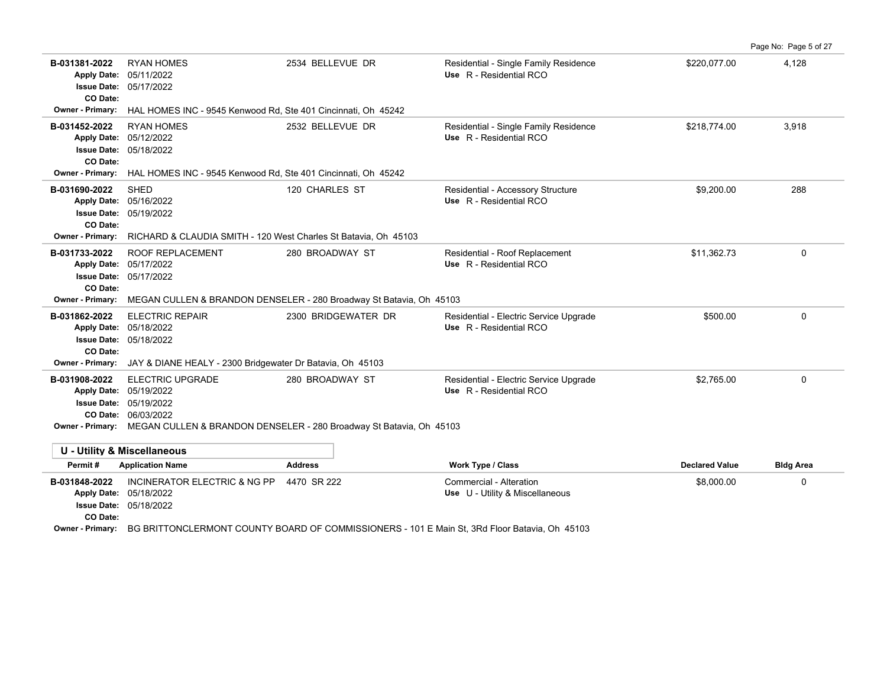| Permit # | Application Name | Address | Work Type / Class | Declared Value | Bldg Area |
|---|---|---|---|---|---|
| B-031381-2022 | RYAN HOMES | 2534 BELLEVUE DR | Residential - Single Family Residence | $220,077.00 | 4,128 |
| Apply Date: | 05/11/2022 | | Use R - Residential RCO | | |
| Issue Date: | 05/17/2022 | | | | |
| CO Date: | | | | | |
| Owner - Primary: | HAL HOMES INC - 9545 Kenwood Rd, Ste 401 Cincinnati, Oh 45242 | | | | |
| B-031452-2022 | RYAN HOMES | 2532 BELLEVUE DR | Residential - Single Family Residence | $218,774.00 | 3,918 |
| Apply Date: | 05/12/2022 | | Use R - Residential RCO | | |
| Issue Date: | 05/18/2022 | | | | |
| CO Date: | | | | | |
| Owner - Primary: | HAL HOMES INC - 9545 Kenwood Rd, Ste 401 Cincinnati, Oh 45242 | | | | |
| B-031690-2022 | SHED | 120 CHARLES ST | Residential - Accessory Structure | $9,200.00 | 288 |
| Apply Date: | 05/16/2022 | | Use R - Residential RCO | | |
| Issue Date: | 05/19/2022 | | | | |
| CO Date: | | | | | |
| Owner - Primary: | RICHARD & CLAUDIA SMITH - 120 West Charles St Batavia, Oh 45103 | | | | |
| B-031733-2022 | ROOF REPLACEMENT | 280 BROADWAY ST | Residential - Roof Replacement | $11,362.73 | 0 |
| Apply Date: | 05/17/2022 | | Use R - Residential RCO | | |
| Issue Date: | 05/17/2022 | | | | |
| CO Date: | | | | | |
| Owner - Primary: | MEGAN CULLEN & BRANDON DENSELER - 280 Broadway St Batavia, Oh 45103 | | | | |
| B-031862-2022 | ELECTRIC REPAIR | 2300 BRIDGEWATER DR | Residential - Electric Service Upgrade | $500.00 | 0 |
| Apply Date: | 05/18/2022 | | Use R - Residential RCO | | |
| Issue Date: | 05/18/2022 | | | | |
| CO Date: | | | | | |
| Owner - Primary: | JAY & DIANE HEALY - 2300 Bridgewater Dr Batavia, Oh 45103 | | | | |
| B-031908-2022 | ELECTRIC UPGRADE | 280 BROADWAY ST | Residential - Electric Service Upgrade | $2,765.00 | 0 |
| Apply Date: | 05/19/2022 | | Use R - Residential RCO | | |
| Issue Date: | 05/19/2022 | | | | |
| CO Date: | 06/03/2022 | | | | |
| Owner - Primary: | MEGAN CULLEN & BRANDON DENSELER - 280 Broadway St Batavia, Oh 45103 | | | | |

## U - Utility & Miscellaneous

| Permit # | Application Name | Address | Work Type / Class | Declared Value | Bldg Area |
|---|---|---|---|---|---|
| B-031848-2022 | INCINERATOR ELECTRIC & NG PP | 4470 SR 222 | Commercial - Alteration | $8,000.00 | 0 |
| Apply Date: | 05/18/2022 | | Use U - Utility & Miscellaneous | | |
| Issue Date: | 05/18/2022 | | | | |
| CO Date: | | | | | |
| Owner - Primary: | BG BRITTONCLERMONT COUNTY BOARD OF COMMISSIONERS - 101 E Main St, 3Rd Floor Batavia, Oh 45103 | | | | |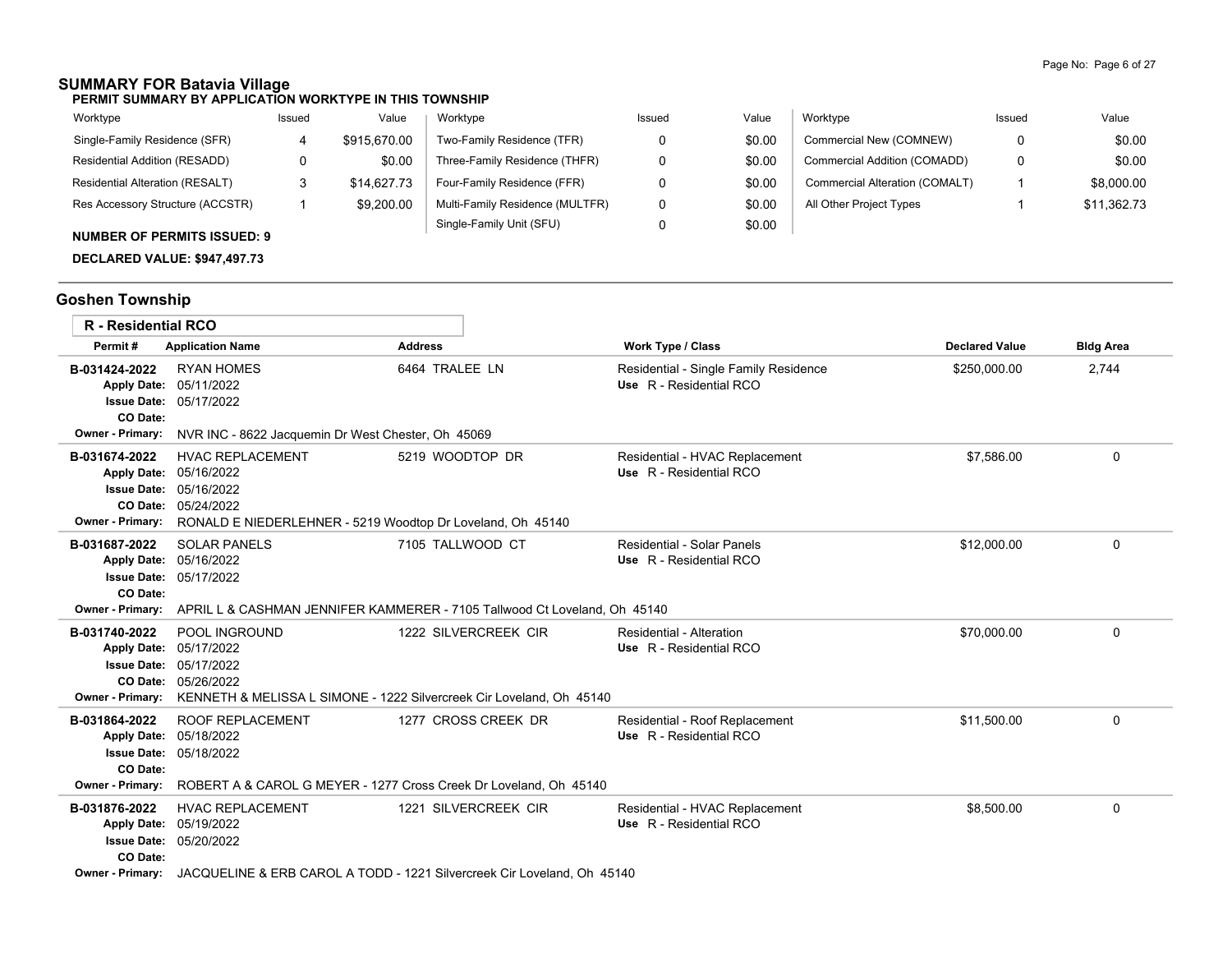## SUMMARY FOR Batavia Village

**PERMIT SUMMARY BY APPLICATION WORKTYPE IN THIS TOWNSHIP**

| Worktype | Issued | Value | Worktype | Issued | Value | Worktype | Issued | Value |
|---|---|---|---|---|---|---|---|---|
| Single-Family Residence (SFR) | 4 | $915,670.00 | Two-Family Residence (TFR) | 0 | $0.00 | Commercial New (COMNEW) | 0 | $0.00 |
| Residential Addition (RESADD) | 0 | $0.00 | Three-Family Residence (THFR) | 0 | $0.00 | Commercial Addition (COMADD) | 0 | $0.00 |
| Residential Alteration (RESALT) | 3 | $14,627.73 | Four-Family Residence (FFR) | 0 | $0.00 | Commercial Alteration (COMALT) | 1 | $8,000.00 |
| Res Accessory Structure (ACCSTR) | 1 | $9,200.00 | Multi-Family Residence (MULTFR) | 0 | $0.00 | All Other Project Types | 1 | $11,362.73 |
| | | | Single-Family Unit (SFU) | 0 | $0.00 | | | |

**NUMBER OF PERMITS ISSUED: 9**

**DECLARED VALUE: $947,497.73**

## Goshen Township

### R - Residential RCO

| Permit # | Application Name | Address | Work Type / Class | Declared Value | Bldg Area |
|---|---|---|---|---|---|
| B-031424-2022 | RYAN HOMES | 6464 TRALEE LN | Residential - Single Family Residence<br>Use R - Residential RCO | $250,000.00 | 2,744 |
| Apply Date: | 05/11/2022 | | | | |
| Issue Date: | 05/17/2022 | | | | |
| CO Date: | | | | | |
| Owner - Primary: | NVR INC - 8622 Jacquemin Dr West Chester, Oh 45069 | | | | |
| B-031674-2022 | HVAC REPLACEMENT | 5219 WOODTOP DR | Residential - HVAC Replacement<br>Use R - Residential RCO | $7,586.00 | 0 |
| Apply Date: | 05/16/2022 | | | | |
| Issue Date: | 05/16/2022 | | | | |
| CO Date: | 05/24/2022 | | | | |
| Owner - Primary: | RONALD E NIEDERLEHNER - 5219 Woodtop Dr Loveland, Oh 45140 | | | | |
| B-031687-2022 | SOLAR PANELS | 7105 TALLWOOD CT | Residential - Solar Panels<br>Use R - Residential RCO | $12,000.00 | 0 |
| Apply Date: | 05/16/2022 | | | | |
| Issue Date: | 05/17/2022 | | | | |
| CO Date: | | | | | |
| Owner - Primary: | APRIL L & CASHMAN JENNIFER KAMMERER - 7105 Tallwood Ct Loveland, Oh 45140 | | | | |
| B-031740-2022 | POOL INGROUND | 1222 SILVERCREEK CIR | Residential - Alteration<br>Use R - Residential RCO | $70,000.00 | 0 |
| Apply Date: | 05/17/2022 | | | | |
| Issue Date: | 05/17/2022 | | | | |
| CO Date: | 05/26/2022 | | | | |
| Owner - Primary: | KENNETH & MELISSA L SIMONE - 1222 Silvercreek Cir Loveland, Oh 45140 | | | | |
| B-031864-2022 | ROOF REPLACEMENT | 1277 CROSS CREEK DR | Residential - Roof Replacement<br>Use R - Residential RCO | $11,500.00 | 0 |
| Apply Date: | 05/18/2022 | | | | |
| Issue Date: | 05/18/2022 | | | | |
| CO Date: | | | | | |
| Owner - Primary: | ROBERT A & CAROL G MEYER - 1277 Cross Creek Dr Loveland, Oh 45140 | | | | |
| B-031876-2022 | HVAC REPLACEMENT | 1221 SILVERCREEK CIR | Residential - HVAC Replacement<br>Use R - Residential RCO | $8,500.00 | 0 |
| Apply Date: | 05/19/2022 | | | | |
| Issue Date: | 05/20/2022 | | | | |
| CO Date: | | | | | |
| Owner - Primary: | JACQUELINE & ERB CAROL A TODD - 1221 Silvercreek Cir Loveland, Oh 45140 | | | | |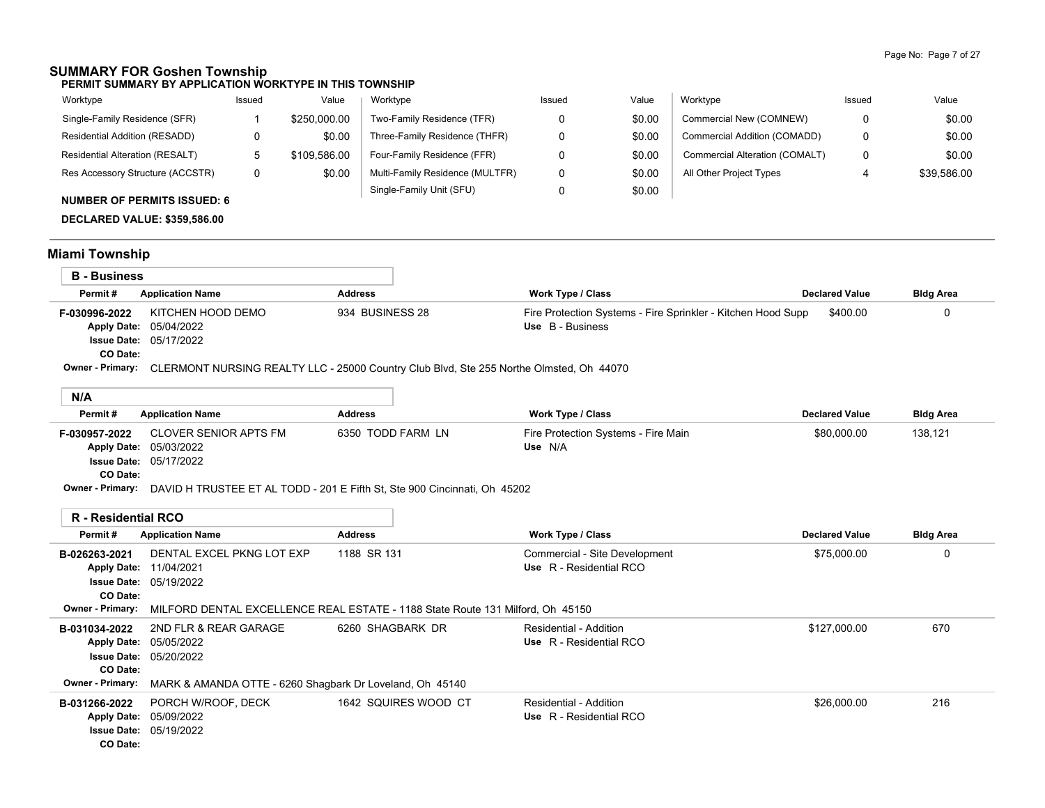## SUMMARY FOR Goshen Township

**PERMIT SUMMARY BY APPLICATION WORKTYPE IN THIS TOWNSHIP**

| Worktype | Issued | Value | Worktype | Issued | Value | Worktype | Issued | Value |
|---|---|---|---|---|---|---|---|---|
| Single-Family Residence (SFR) | 1 | $250,000.00 | Two-Family Residence (TFR) | 0 | $0.00 | Commercial New (COMNEW) | 0 | $0.00 |
| Residential Addition (RESADD) | 0 | $0.00 | Three-Family Residence (THFR) | 0 | $0.00 | Commercial Addition (COMADD) | 0 | $0.00 |
| Residential Alteration (RESALT) | 5 | $109,586.00 | Four-Family Residence (FFR) | 0 | $0.00 | Commercial Alteration (COMALT) | 0 | $0.00 |
| Res Accessory Structure (ACCSTR) | 0 | $0.00 | Multi-Family Residence (MULTFR) | 0 | $0.00 | All Other Project Types | 4 | $39,586.00 |
| | | | Single-Family Unit (SFU) | 0 | $0.00 | | | |

**NUMBER OF PERMITS ISSUED: 6**

**DECLARED VALUE: $359,586.00**

## Miami Township

### B - Business

| Permit # | Application Name | Address | Work Type / Class | Declared Value | Bldg Area |
|---|---|---|---|---|---|
| F-030996-2022 | KITCHEN HOOD DEMO | 934 BUSINESS 28 | Fire Protection Systems - Fire Sprinkler - Kitchen Hood Supp | $400.00 | 0 |
| Apply Date: 05/04/2022 | | | Use B - Business | | |
| Issue Date: 05/17/2022 | | | | | |
| CO Date: | | | | | |

**Owner - Primary:** CLERMONT NURSING REALTY LLC - 25000 Country Club Blvd, Ste 255 Northe Olmsted, Oh 44070

### N/A

| Permit # | Application Name | Address | Work Type / Class | Declared Value | Bldg Area |
|---|---|---|---|---|---|
| F-030957-2022 | CLOVER SENIOR APTS FM | 6350 TODD FARM LN | Fire Protection Systems - Fire Main | $80,000.00 | 138,121 |
| Apply Date: 05/03/2022 | | | Use N/A | | |
| Issue Date: 05/17/2022 | | | | | |
| CO Date: | | | | | |

**Owner - Primary:** DAVID H TRUSTEE ET AL TODD - 201 E Fifth St, Ste 900 Cincinnati, Oh 45202

### R - Residential RCO

| Permit # | Application Name | Address | Work Type / Class | Declared Value | Bldg Area |
|---|---|---|---|---|---|
| B-026263-2021 | DENTAL EXCEL PKNG LOT EXP | 1188 SR 131 | Commercial - Site Development | $75,000.00 | 0 |
| Apply Date: 11/04/2021 | | | Use R - Residential RCO | | |
| Issue Date: 05/19/2022 | | | | | |
| CO Date: | | | | | |

**Owner - Primary:** MILFORD DENTAL EXCELLENCE REAL ESTATE - 1188 State Route 131 Milford, Oh 45150

| Permit # | Application Name | Address | Work Type / Class | Declared Value | Bldg Area |
|---|---|---|---|---|---|
| B-031034-2022 | 2ND FLR & REAR GARAGE | 6260 SHAGBARK DR | Residential - Addition | $127,000.00 | 670 |
| Apply Date: 05/05/2022 | | | Use R - Residential RCO | | |
| Issue Date: 05/20/2022 | | | | | |
| CO Date: | | | | | |

**Owner - Primary:** MARK & AMANDA OTTE - 6260 Shagbark Dr Loveland, Oh 45140

| Permit # | Application Name | Address | Work Type / Class | Declared Value | Bldg Area |
|---|---|---|---|---|---|
| B-031266-2022 | PORCH W/ROOF, DECK | 1642 SQUIRES WOOD CT | Residential - Addition | $26,000.00 | 216 |
| Apply Date: 05/09/2022 | | | Use R - Residential RCO | | |
| Issue Date: 05/19/2022 | | | | | |
| CO Date: | | | | | |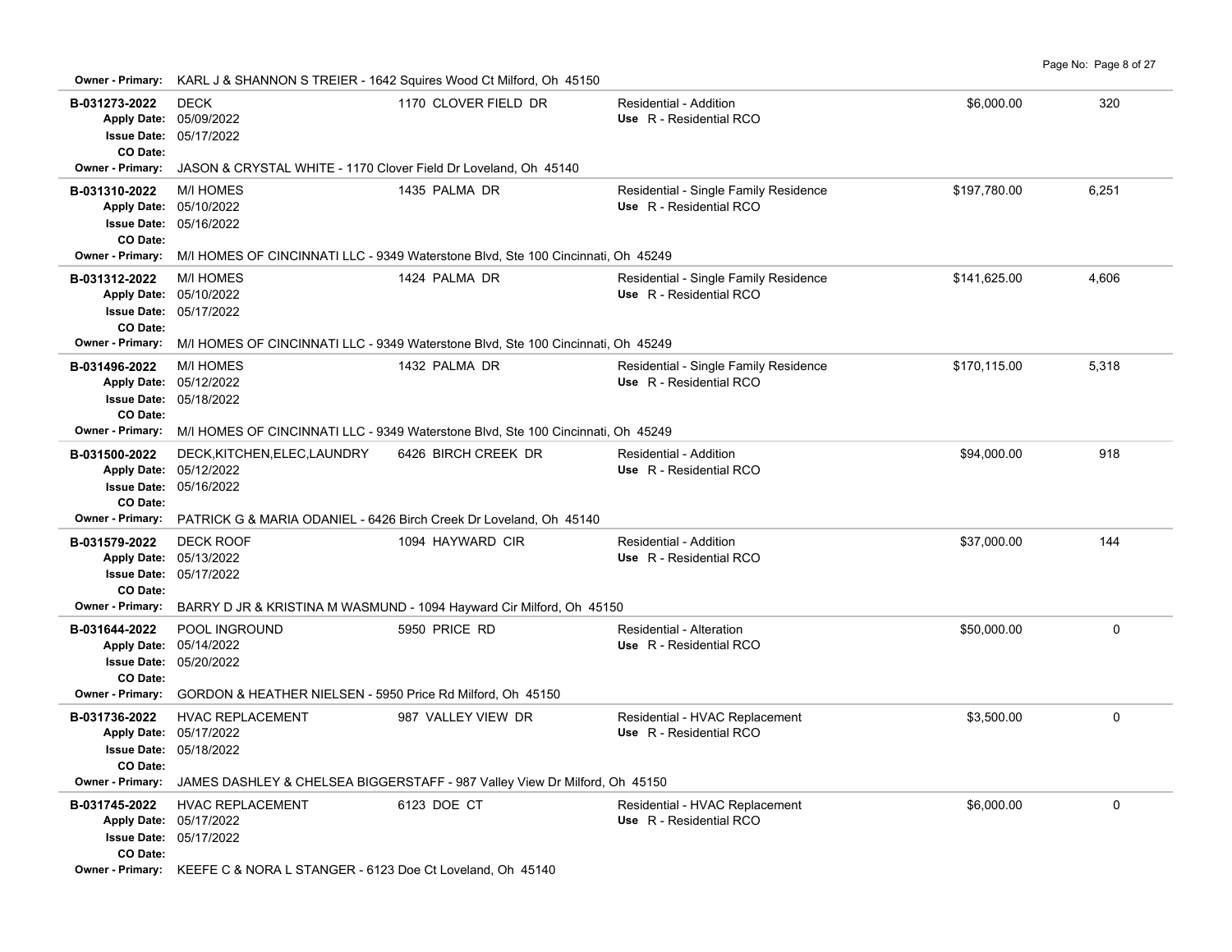**Owner - Primary:** KARL J & SHANNON S TREIER - 1642 Squires Wood Ct Milford, Oh 45150

| Permit | Description | Address | Type / Use | Valuation | Sq Ft |
|---|---|---|---|---|---|
| **B-031273-2022**<br>**Apply Date:** 05/09/2022<br>**Issue Date:** 05/17/2022<br>**CO Date:** | DECK | 1170 CLOVER FIELD DR | Residential - Addition<br>**Use** R - Residential RCO | $6,000.00 | 320 |
| **Owner - Primary:** JASON & CRYSTAL WHITE - 1170 Clover Field Dr Loveland, Oh 45140 | | | | | |
| **B-031310-2022**<br>**Apply Date:** 05/10/2022<br>**Issue Date:** 05/16/2022<br>**CO Date:** | M/I HOMES | 1435 PALMA DR | Residential - Single Family Residence<br>**Use** R - Residential RCO | $197,780.00 | 6,251 |
| **Owner - Primary:** M/I HOMES OF CINCINNATI LLC - 9349 Waterstone Blvd, Ste 100 Cincinnati, Oh 45249 | | | | | |
| **B-031312-2022**<br>**Apply Date:** 05/10/2022<br>**Issue Date:** 05/17/2022<br>**CO Date:** | M/I HOMES | 1424 PALMA DR | Residential - Single Family Residence<br>**Use** R - Residential RCO | $141,625.00 | 4,606 |
| **Owner - Primary:** M/I HOMES OF CINCINNATI LLC - 9349 Waterstone Blvd, Ste 100 Cincinnati, Oh 45249 | | | | | |
| **B-031496-2022**<br>**Apply Date:** 05/12/2022<br>**Issue Date:** 05/18/2022<br>**CO Date:** | M/I HOMES | 1432 PALMA DR | Residential - Single Family Residence<br>**Use** R - Residential RCO | $170,115.00 | 5,318 |
| **Owner - Primary:** M/I HOMES OF CINCINNATI LLC - 9349 Waterstone Blvd, Ste 100 Cincinnati, Oh 45249 | | | | | |
| **B-031500-2022**<br>**Apply Date:** 05/12/2022<br>**Issue Date:** 05/16/2022<br>**CO Date:** | DECK,KITCHEN,ELEC,LAUNDRY | 6426 BIRCH CREEK DR | Residential - Addition<br>**Use** R - Residential RCO | $94,000.00 | 918 |
| **Owner - Primary:** PATRICK G & MARIA ODANIEL - 6426 Birch Creek Dr Loveland, Oh 45140 | | | | | |
| **B-031579-2022**<br>**Apply Date:** 05/13/2022<br>**Issue Date:** 05/17/2022<br>**CO Date:** | DECK ROOF | 1094 HAYWARD CIR | Residential - Addition<br>**Use** R - Residential RCO | $37,000.00 | 144 |
| **Owner - Primary:** BARRY D JR & KRISTINA M WASMUND - 1094 Hayward Cir Milford, Oh 45150 | | | | | |
| **B-031644-2022**<br>**Apply Date:** 05/14/2022<br>**Issue Date:** 05/20/2022<br>**CO Date:** | POOL INGROUND | 5950 PRICE RD | Residential - Alteration<br>**Use** R - Residential RCO | $50,000.00 | 0 |
| **Owner - Primary:** GORDON & HEATHER NIELSEN - 5950 Price Rd Milford, Oh 45150 | | | | | |
| **B-031736-2022**<br>**Apply Date:** 05/17/2022<br>**Issue Date:** 05/18/2022<br>**CO Date:** | HVAC REPLACEMENT | 987 VALLEY VIEW DR | Residential - HVAC Replacement<br>**Use** R - Residential RCO | $3,500.00 | 0 |
| **Owner - Primary:** JAMES DASHLEY & CHELSEA BIGGERSTAFF - 987 Valley View Dr Milford, Oh 45150 | | | | | |
| **B-031745-2022**<br>**Apply Date:** 05/17/2022<br>**Issue Date:** 05/17/2022<br>**CO Date:** | HVAC REPLACEMENT | 6123 DOE CT | Residential - HVAC Replacement<br>**Use** R - Residential RCO | $6,000.00 | 0 |
| **Owner - Primary:** KEEFE C & NORA L STANGER - 6123 Doe Ct Loveland, Oh 45140 | | | | | |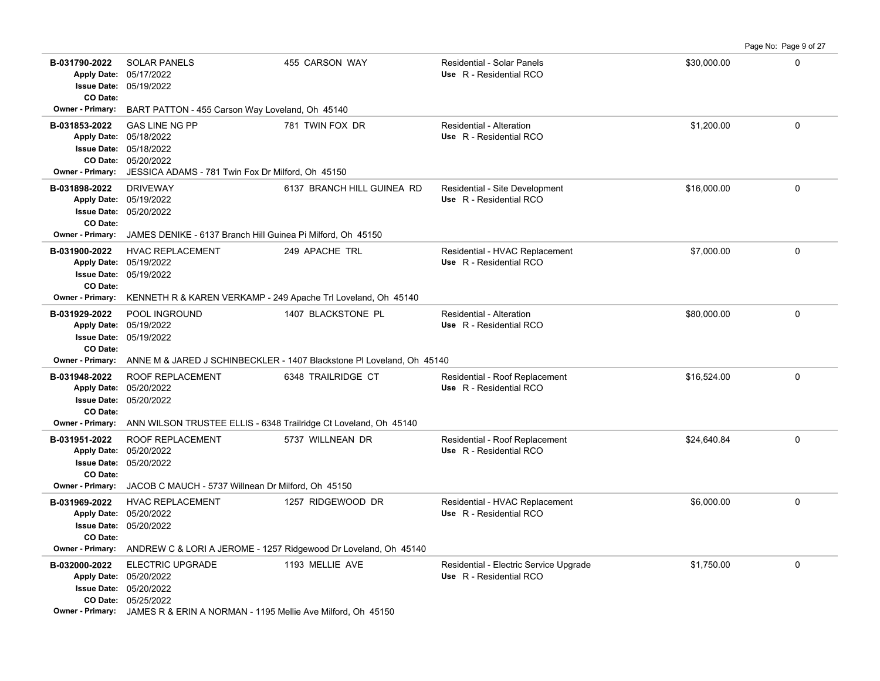| Permit # | Description | Address | Type / Use | Valuation | |
|---|---|---|---|---|---|
| **B-031790-2022**<br>Apply Date: 05/17/2022<br>Issue Date: 05/19/2022<br>CO Date: | SOLAR PANELS | 455 CARSON WAY | Residential - Solar Panels<br>Use R - Residential RCO | $30,000.00 | 0 |
| Owner - Primary: BART PATTON - 455 Carson Way Loveland, Oh 45140 | | | | | |
| **B-031853-2022**<br>Apply Date: 05/18/2022<br>Issue Date: 05/18/2022<br>CO Date: 05/20/2022 | GAS LINE NG PP | 781 TWIN FOX DR | Residential - Alteration<br>Use R - Residential RCO | $1,200.00 | 0 |
| Owner - Primary: JESSICA ADAMS - 781 Twin Fox Dr Milford, Oh 45150 | | | | | |
| **B-031898-2022**<br>Apply Date: 05/19/2022<br>Issue Date: 05/20/2022<br>CO Date: | DRIVEWAY | 6137 BRANCH HILL GUINEA RD | Residential - Site Development<br>Use R - Residential RCO | $16,000.00 | 0 |
| Owner - Primary: JAMES DENIKE - 6137 Branch Hill Guinea Pi Milford, Oh 45150 | | | | | |
| **B-031900-2022**<br>Apply Date: 05/19/2022<br>Issue Date: 05/19/2022<br>CO Date: | HVAC REPLACEMENT | 249 APACHE TRL | Residential - HVAC Replacement<br>Use R - Residential RCO | $7,000.00 | 0 |
| Owner - Primary: KENNETH R & KAREN VERKAMP - 249 Apache Trl Loveland, Oh 45140 | | | | | |
| **B-031929-2022**<br>Apply Date: 05/19/2022<br>Issue Date: 05/19/2022<br>CO Date: | POOL INGROUND | 1407 BLACKSTONE PL | Residential - Alteration<br>Use R - Residential RCO | $80,000.00 | 0 |
| Owner - Primary: ANNE M & JARED J SCHINBECKLER - 1407 Blackstone Pl Loveland, Oh 45140 | | | | | |
| **B-031948-2022**<br>Apply Date: 05/20/2022<br>Issue Date: 05/20/2022<br>CO Date: | ROOF REPLACEMENT | 6348 TRAILRIDGE CT | Residential - Roof Replacement<br>Use R - Residential RCO | $16,524.00 | 0 |
| Owner - Primary: ANN WILSON TRUSTEE ELLIS - 6348 Trailridge Ct Loveland, Oh 45140 | | | | | |
| **B-031951-2022**<br>Apply Date: 05/20/2022<br>Issue Date: 05/20/2022<br>CO Date: | ROOF REPLACEMENT | 5737 WILLNEAN DR | Residential - Roof Replacement<br>Use R - Residential RCO | $24,640.84 | 0 |
| Owner - Primary: JACOB C MAUCH - 5737 Willnean Dr Milford, Oh 45150 | | | | | |
| **B-031969-2022**<br>Apply Date: 05/20/2022<br>Issue Date: 05/20/2022<br>CO Date: | HVAC REPLACEMENT | 1257 RIDGEWOOD DR | Residential - HVAC Replacement<br>Use R - Residential RCO | $6,000.00 | 0 |
| Owner - Primary: ANDREW C & LORI A JEROME - 1257 Ridgewood Dr Loveland, Oh 45140 | | | | | |
| **B-032000-2022**<br>Apply Date: 05/20/2022<br>Issue Date: 05/20/2022<br>CO Date: 05/25/2022 | ELECTRIC UPGRADE | 1193 MELLIE AVE | Residential - Electric Service Upgrade<br>Use R - Residential RCO | $1,750.00 | 0 |
| Owner - Primary: JAMES R & ERIN A NORMAN - 1195 Mellie Ave Milford, Oh 45150 | | | | | |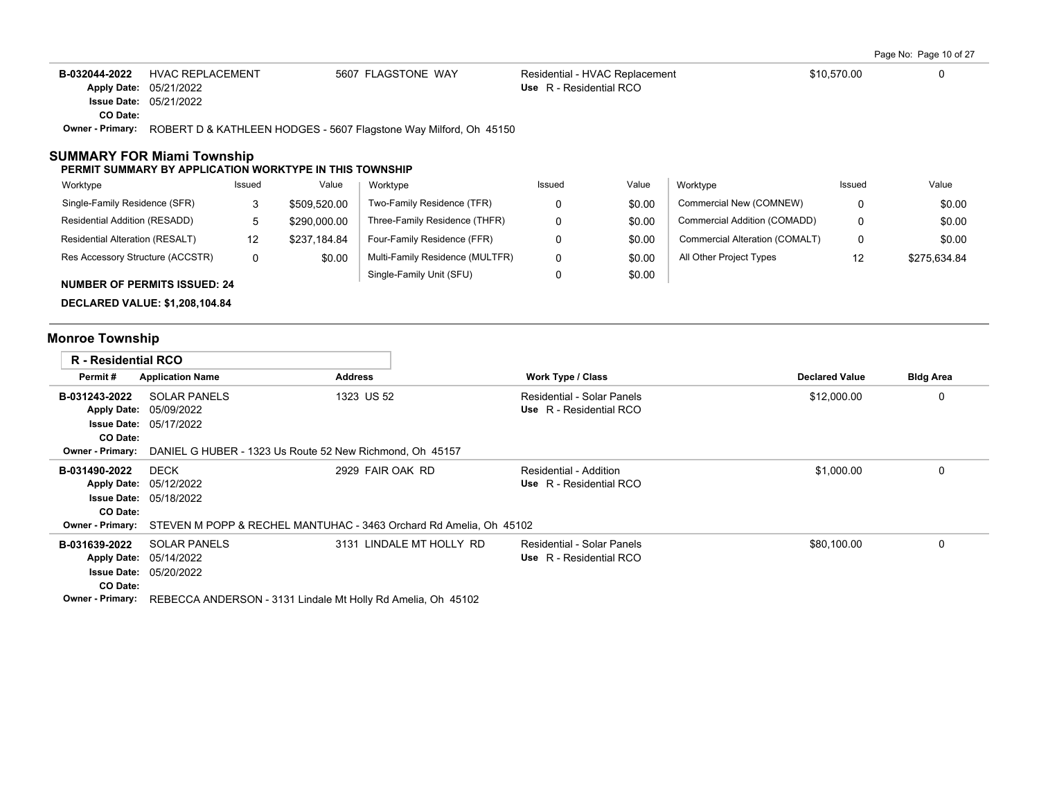| Permit # | Application Name | Address | Work Type / Class | Declared Value | Bldg Area |
|---|---|---|---|---|---|
| B-032044-2022 | HVAC REPLACEMENT | 5607 FLAGSTONE WAY | Residential - HVAC Replacement | $10,570.00 | 0 |
| Apply Date: 05/21/2022 | | | Use R - Residential RCO | | |
| Issue Date: 05/21/2022 | | | | | |
| CO Date: | | | | | |
| Owner - Primary: ROBERT D & KATHLEEN HODGES - 5607 Flagstone Way Milford, Oh 45150 | | | | | |

## SUMMARY FOR Miami Township

**PERMIT SUMMARY BY APPLICATION WORKTYPE IN THIS TOWNSHIP**

| Worktype | Issued | Value | Worktype | Issued | Value | Worktype | Issued | Value |
|---|---|---|---|---|---|---|---|---|
| Single-Family Residence (SFR) | 3 | $509,520.00 | Two-Family Residence (TFR) | 0 | $0.00 | Commercial New (COMNEW) | 0 | $0.00 |
| Residential Addition (RESADD) | 5 | $290,000.00 | Three-Family Residence (THFR) | 0 | $0.00 | Commercial Addition (COMADD) | 0 | $0.00 |
| Residential Alteration (RESALT) | 12 | $237,184.84 | Four-Family Residence (FFR) | 0 | $0.00 | Commercial Alteration (COMALT) | 0 | $0.00 |
| Res Accessory Structure (ACCSTR) | 0 | $0.00 | Multi-Family Residence (MULTFR) | 0 | $0.00 | All Other Project Types | 12 | $275,634.84 |
| | | | Single-Family Unit (SFU) | 0 | $0.00 | | | |

**NUMBER OF PERMITS ISSUED: 24**

**DECLARED VALUE: $1,208,104.84**

## Monroe Township

### R - Residential RCO

| Permit # | Application Name | Address | Work Type / Class | Declared Value | Bldg Area |
|---|---|---|---|---|---|
| B-031243-2022 | SOLAR PANELS | 1323 US 52 | Residential - Solar Panels | $12,000.00 | 0 |
| Apply Date: 05/09/2022 | | | Use R - Residential RCO | | |
| Issue Date: 05/17/2022 | | | | | |
| CO Date: | | | | | |
| Owner - Primary: DANIEL G HUBER - 1323 Us Route 52 New Richmond, Oh 45157 | | | | | |
| B-031490-2022 | DECK | 2929 FAIR OAK RD | Residential - Addition | $1,000.00 | 0 |
| Apply Date: 05/12/2022 | | | Use R - Residential RCO | | |
| Issue Date: 05/18/2022 | | | | | |
| CO Date: | | | | | |
| Owner - Primary: STEVEN M POPP & RECHEL MANTUHAC - 3463 Orchard Rd Amelia, Oh 45102 | | | | | |
| B-031639-2022 | SOLAR PANELS | 3131 LINDALE MT HOLLY RD | Residential - Solar Panels | $80,100.00 | 0 |
| Apply Date: 05/14/2022 | | | Use R - Residential RCO | | |
| Issue Date: 05/20/2022 | | | | | |
| CO Date: | | | | | |
| Owner - Primary: REBECCA ANDERSON - 3131 Lindale Mt Holly Rd Amelia, Oh 45102 | | | | | |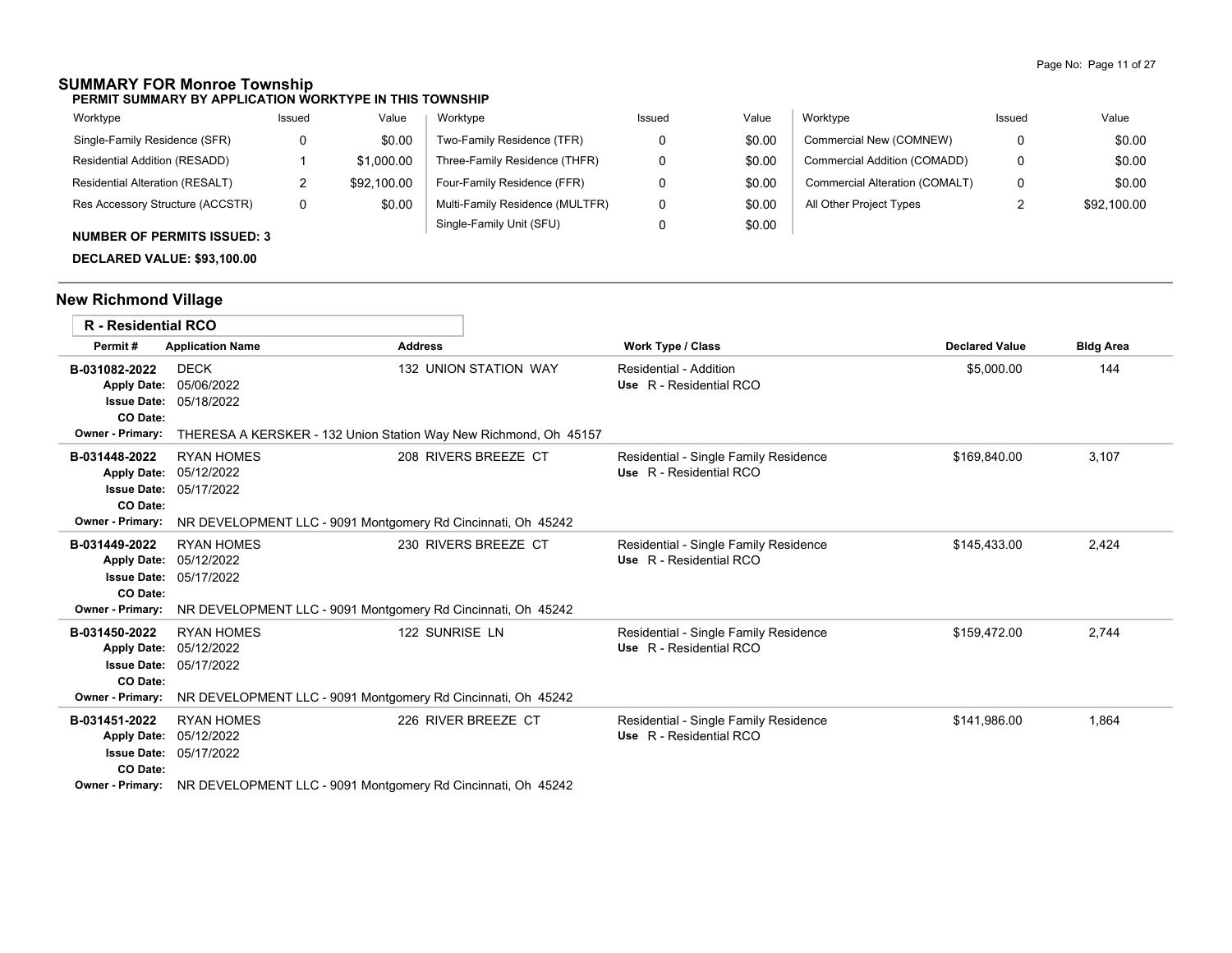## SUMMARY FOR Monroe Township

**PERMIT SUMMARY BY APPLICATION WORKTYPE IN THIS TOWNSHIP**

| Worktype | Issued | Value | Worktype | Issued | Value | Worktype | Issued | Value |
|---|---|---|---|---|---|---|---|---|
| Single-Family Residence (SFR) | 0 | $0.00 | Two-Family Residence (TFR) | 0 | $0.00 | Commercial New (COMNEW) | 0 | $0.00 |
| Residential Addition (RESADD) | 1 | $1,000.00 | Three-Family Residence (THFR) | 0 | $0.00 | Commercial Addition (COMADD) | 0 | $0.00 |
| Residential Alteration (RESALT) | 2 | $92,100.00 | Four-Family Residence (FFR) | 0 | $0.00 | Commercial Alteration (COMALT) | 0 | $0.00 |
| Res Accessory Structure (ACCSTR) | 0 | $0.00 | Multi-Family Residence (MULTFR) | 0 | $0.00 | All Other Project Types | 2 | $92,100.00 |
| | | | Single-Family Unit (SFU) | 0 | $0.00 | | | |

**NUMBER OF PERMITS ISSUED: 3**

**DECLARED VALUE: $93,100.00**

## New Richmond Village

### R - Residential RCO

| Permit # | Application Name | Address | Work Type / Class | Declared Value | Bldg Area |
|---|---|---|---|---|---|
| **B-031082-2022**<br>Apply Date: 05/06/2022<br>Issue Date: 05/18/2022<br>CO Date: | DECK | 132 UNION STATION WAY | Residential - Addition<br>Use R - Residential RCO | $5,000.00 | 144 |
| Owner - Primary: THERESA A KERSKER - 132 Union Station Way New Richmond, Oh 45157 | | | | | |
| **B-031448-2022**<br>Apply Date: 05/12/2022<br>Issue Date: 05/17/2022<br>CO Date: | RYAN HOMES | 208 RIVERS BREEZE CT | Residential - Single Family Residence<br>Use R - Residential RCO | $169,840.00 | 3,107 |
| Owner - Primary: NR DEVELOPMENT LLC - 9091 Montgomery Rd Cincinnati, Oh 45242 | | | | | |
| **B-031449-2022**<br>Apply Date: 05/12/2022<br>Issue Date: 05/17/2022<br>CO Date: | RYAN HOMES | 230 RIVERS BREEZE CT | Residential - Single Family Residence<br>Use R - Residential RCO | $145,433.00 | 2,424 |
| Owner - Primary: NR DEVELOPMENT LLC - 9091 Montgomery Rd Cincinnati, Oh 45242 | | | | | |
| **B-031450-2022**<br>Apply Date: 05/12/2022<br>Issue Date: 05/17/2022<br>CO Date: | RYAN HOMES | 122 SUNRISE LN | Residential - Single Family Residence<br>Use R - Residential RCO | $159,472.00 | 2,744 |
| Owner - Primary: NR DEVELOPMENT LLC - 9091 Montgomery Rd Cincinnati, Oh 45242 | | | | | |
| **B-031451-2022**<br>Apply Date: 05/12/2022<br>Issue Date: 05/17/2022<br>CO Date: | RYAN HOMES | 226 RIVER BREEZE CT | Residential - Single Family Residence<br>Use R - Residential RCO | $141,986.00 | 1,864 |
| Owner - Primary: NR DEVELOPMENT LLC - 9091 Montgomery Rd Cincinnati, Oh 45242 | | | | | |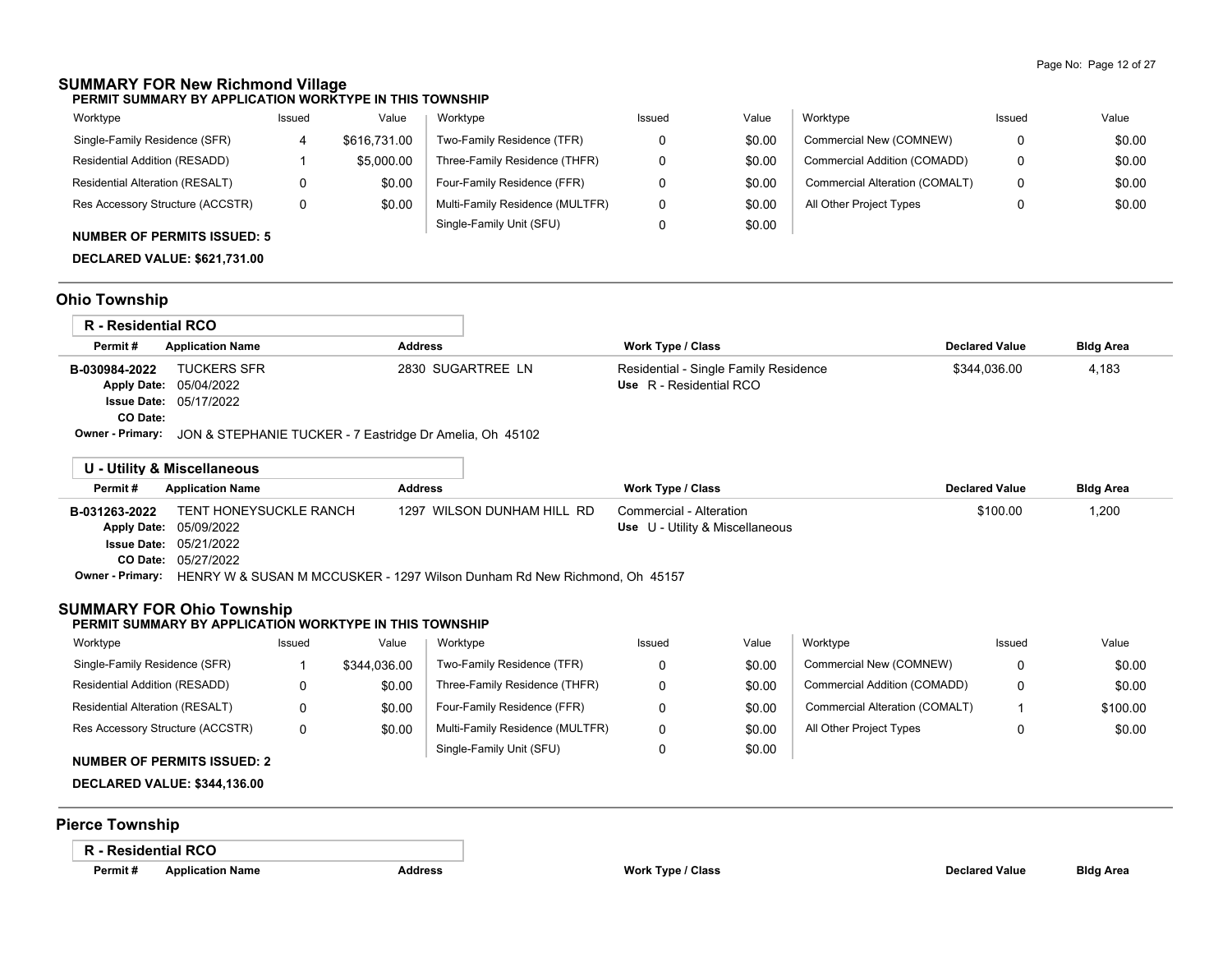## SUMMARY FOR New Richmond Village

**PERMIT SUMMARY BY APPLICATION WORKTYPE IN THIS TOWNSHIP**

| Worktype | Issued | Value | Worktype | Issued | Value | Worktype | Issued | Value |
|---|---|---|---|---|---|---|---|---|
| Single-Family Residence (SFR) | 4 | $616,731.00 | Two-Family Residence (TFR) | 0 | $0.00 | Commercial New (COMNEW) | 0 | $0.00 |
| Residential Addition (RESADD) | 1 | $5,000.00 | Three-Family Residence (THFR) | 0 | $0.00 | Commercial Addition (COMADD) | 0 | $0.00 |
| Residential Alteration (RESALT) | 0 | $0.00 | Four-Family Residence (FFR) | 0 | $0.00 | Commercial Alteration (COMALT) | 0 | $0.00 |
| Res Accessory Structure (ACCSTR) | 0 | $0.00 | Multi-Family Residence (MULTFR) | 0 | $0.00 | All Other Project Types | 0 | $0.00 |
| | | | Single-Family Unit (SFU) | 0 | $0.00 | | | |

**NUMBER OF PERMITS ISSUED: 5**

**DECLARED VALUE: $621,731.00**

## Ohio Township

### R - Residential RCO

| Permit # | Application Name | Address | Work Type / Class | Declared Value | Bldg Area |
|---|---|---|---|---|---|
| B-030984-2022 | TUCKERS SFR | 2830 SUGARTREE LN | Residential - Single Family Residence<br>Use R - Residential RCO | $344,036.00 | 4,183 |

**Apply Date:** 05/04/2022
**Issue Date:** 05/17/2022
**CO Date:**
**Owner - Primary:** JON & STEPHANIE TUCKER - 7 Eastridge Dr Amelia, Oh 45102

### U - Utility & Miscellaneous

| Permit # | Application Name | Address | Work Type / Class | Declared Value | Bldg Area |
|---|---|---|---|---|---|
| B-031263-2022 | TENT HONEYSUCKLE RANCH | 1297 WILSON DUNHAM HILL RD | Commercial - Alteration<br>Use U - Utility & Miscellaneous | $100.00 | 1,200 |

**Apply Date:** 05/09/2022
**Issue Date:** 05/21/2022
**CO Date:** 05/27/2022
**Owner - Primary:** HENRY W & SUSAN M MCCUSKER - 1297 Wilson Dunham Rd New Richmond, Oh 45157

## SUMMARY FOR Ohio Township

**PERMIT SUMMARY BY APPLICATION WORKTYPE IN THIS TOWNSHIP**

| Worktype | Issued | Value | Worktype | Issued | Value | Worktype | Issued | Value |
|---|---|---|---|---|---|---|---|---|
| Single-Family Residence (SFR) | 1 | $344,036.00 | Two-Family Residence (TFR) | 0 | $0.00 | Commercial New (COMNEW) | 0 | $0.00 |
| Residential Addition (RESADD) | 0 | $0.00 | Three-Family Residence (THFR) | 0 | $0.00 | Commercial Addition (COMADD) | 0 | $0.00 |
| Residential Alteration (RESALT) | 0 | $0.00 | Four-Family Residence (FFR) | 0 | $0.00 | Commercial Alteration (COMALT) | 1 | $100.00 |
| Res Accessory Structure (ACCSTR) | 0 | $0.00 | Multi-Family Residence (MULTFR) | 0 | $0.00 | All Other Project Types | 0 | $0.00 |
| | | | Single-Family Unit (SFU) | 0 | $0.00 | | | |

**NUMBER OF PERMITS ISSUED: 2**

**DECLARED VALUE: $344,136.00**

## Pierce Township

### R - Residential RCO

| Permit # | Application Name | Address | Work Type / Class | Declared Value | Bldg Area |
|---|---|---|---|---|---|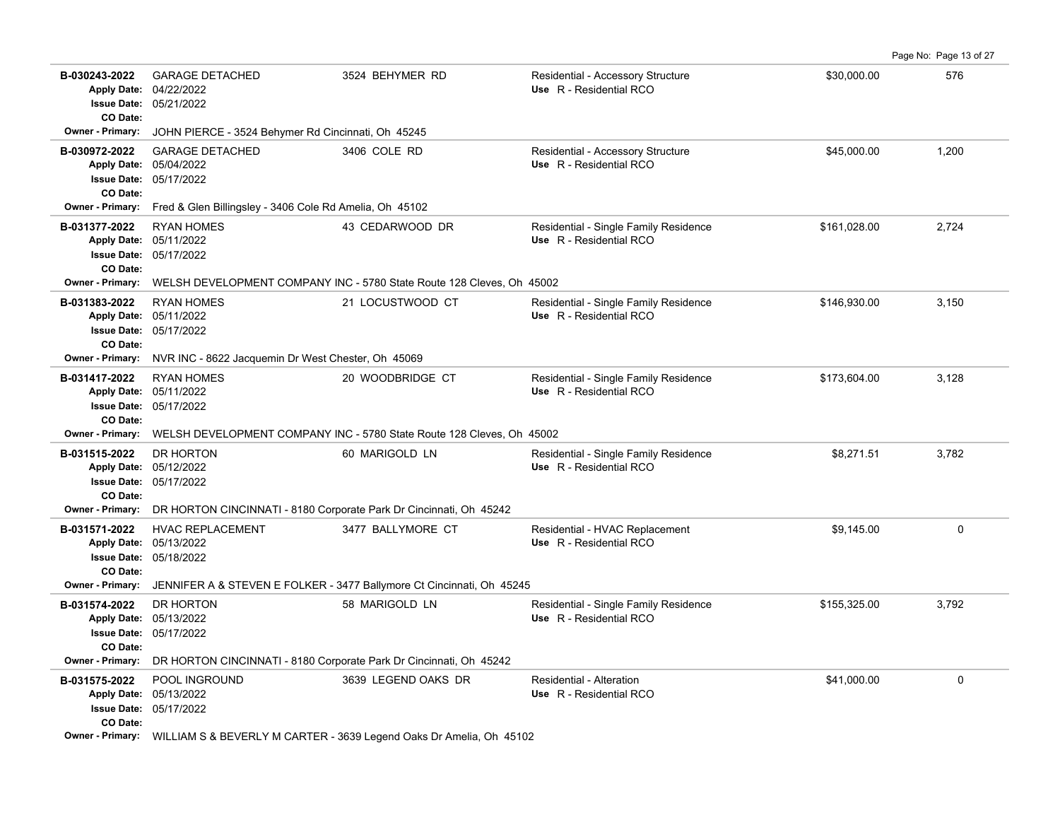| Permit # | Description | Address | Type / Use | Valuation | Sq Ft |
|---|---|---|---|---|---|
| **B-030243-2022**<br>Apply Date: 04/22/2022<br>Issue Date: 05/21/2022<br>CO Date: | GARAGE DETACHED | 3524 BEHYMER RD | Residential - Accessory Structure<br>Use R - Residential RCO | $30,000.00 | 576 |
| Owner - Primary: JOHN PIERCE - 3524 Behymer Rd Cincinnati, Oh 45245 | | | | | |
| **B-030972-2022**<br>Apply Date: 05/04/2022<br>Issue Date: 05/17/2022<br>CO Date: | GARAGE DETACHED | 3406 COLE RD | Residential - Accessory Structure<br>Use R - Residential RCO | $45,000.00 | 1,200 |
| Owner - Primary: Fred & Glen Billingsley - 3406 Cole Rd Amelia, Oh 45102 | | | | | |
| **B-031377-2022**<br>Apply Date: 05/11/2022<br>Issue Date: 05/17/2022<br>CO Date: | RYAN HOMES | 43 CEDARWOOD DR | Residential - Single Family Residence<br>Use R - Residential RCO | $161,028.00 | 2,724 |
| Owner - Primary: WELSH DEVELOPMENT COMPANY INC - 5780 State Route 128 Cleves, Oh 45002 | | | | | |
| **B-031383-2022**<br>Apply Date: 05/11/2022<br>Issue Date: 05/17/2022<br>CO Date: | RYAN HOMES | 21 LOCUSTWOOD CT | Residential - Single Family Residence<br>Use R - Residential RCO | $146,930.00 | 3,150 |
| Owner - Primary: NVR INC - 8622 Jacquemin Dr West Chester, Oh 45069 | | | | | |
| **B-031417-2022**<br>Apply Date: 05/11/2022<br>Issue Date: 05/17/2022<br>CO Date: | RYAN HOMES | 20 WOODBRIDGE CT | Residential - Single Family Residence<br>Use R - Residential RCO | $173,604.00 | 3,128 |
| Owner - Primary: WELSH DEVELOPMENT COMPANY INC - 5780 State Route 128 Cleves, Oh 45002 | | | | | |
| **B-031515-2022**<br>Apply Date: 05/12/2022<br>Issue Date: 05/17/2022<br>CO Date: | DR HORTON | 60 MARIGOLD LN | Residential - Single Family Residence<br>Use R - Residential RCO | $8,271.51 | 3,782 |
| Owner - Primary: DR HORTON CINCINNATI - 8180 Corporate Park Dr Cincinnati, Oh 45242 | | | | | |
| **B-031571-2022**<br>Apply Date: 05/13/2022<br>Issue Date: 05/18/2022<br>CO Date: | HVAC REPLACEMENT | 3477 BALLYMORE CT | Residential - HVAC Replacement<br>Use R - Residential RCO | $9,145.00 | 0 |
| Owner - Primary: JENNIFER A & STEVEN E FOLKER - 3477 Ballymore Ct Cincinnati, Oh 45245 | | | | | |
| **B-031574-2022**<br>Apply Date: 05/13/2022<br>Issue Date: 05/17/2022<br>CO Date: | DR HORTON | 58 MARIGOLD LN | Residential - Single Family Residence<br>Use R - Residential RCO | $155,325.00 | 3,792 |
| Owner - Primary: DR HORTON CINCINNATI - 8180 Corporate Park Dr Cincinnati, Oh 45242 | | | | | |
| **B-031575-2022**<br>Apply Date: 05/13/2022<br>Issue Date: 05/17/2022<br>CO Date: | POOL INGROUND | 3639 LEGEND OAKS DR | Residential - Alteration<br>Use R - Residential RCO | $41,000.00 | 0 |
| Owner - Primary: WILLIAM S & BEVERLY M CARTER - 3639 Legend Oaks Dr Amelia, Oh 45102 | | | | | |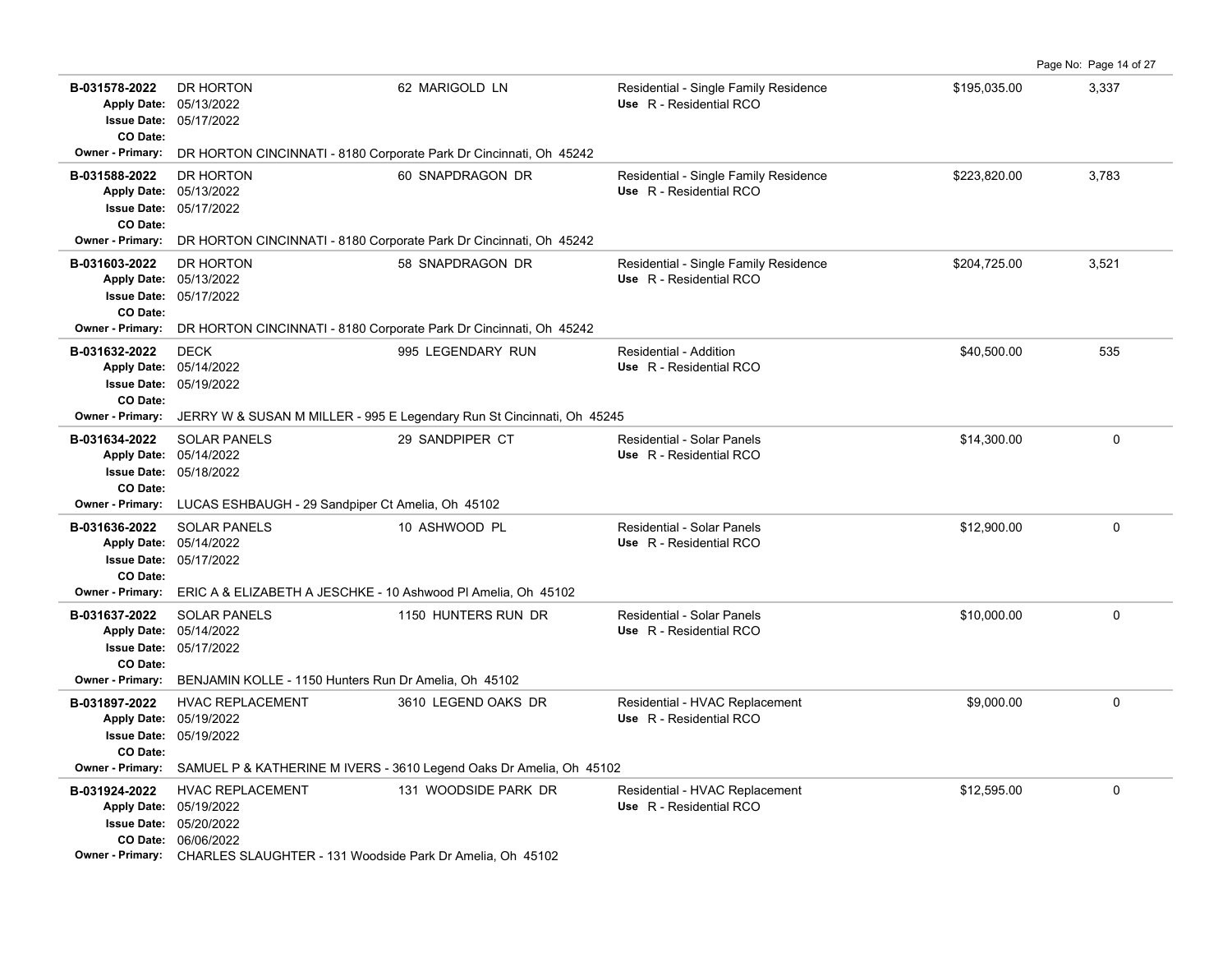| Permit # | Description / Dates | Address | Type / Use | Valuation | Sq Ft |
|---|---|---|---|---|---|
| B-031578-2022 | DR HORTON<br>Apply Date: 05/13/2022<br>Issue Date: 05/17/2022<br>CO Date: | 62 MARIGOLD LN | Residential - Single Family Residence<br>Use R - Residential RCO | $195,035.00 | 3,337 |
| Owner - Primary: | DR HORTON CINCINNATI - 8180 Corporate Park Dr Cincinnati, Oh 45242 | | | | |
| B-031588-2022 | DR HORTON<br>Apply Date: 05/13/2022<br>Issue Date: 05/17/2022<br>CO Date: | 60 SNAPDRAGON DR | Residential - Single Family Residence<br>Use R - Residential RCO | $223,820.00 | 3,783 |
| Owner - Primary: | DR HORTON CINCINNATI - 8180 Corporate Park Dr Cincinnati, Oh 45242 | | | | |
| B-031603-2022 | DR HORTON<br>Apply Date: 05/13/2022<br>Issue Date: 05/17/2022<br>CO Date: | 58 SNAPDRAGON DR | Residential - Single Family Residence<br>Use R - Residential RCO | $204,725.00 | 3,521 |
| Owner - Primary: | DR HORTON CINCINNATI - 8180 Corporate Park Dr Cincinnati, Oh 45242 | | | | |
| B-031632-2022 | DECK<br>Apply Date: 05/14/2022<br>Issue Date: 05/19/2022<br>CO Date: | 995 LEGENDARY RUN | Residential - Addition<br>Use R - Residential RCO | $40,500.00 | 535 |
| Owner - Primary: | JERRY W & SUSAN M MILLER - 995 E Legendary Run St Cincinnati, Oh 45245 | | | | |
| B-031634-2022 | SOLAR PANELS<br>Apply Date: 05/14/2022<br>Issue Date: 05/18/2022<br>CO Date: | 29 SANDPIPER CT | Residential - Solar Panels<br>Use R - Residential RCO | $14,300.00 | 0 |
| Owner - Primary: | LUCAS ESHBAUGH - 29 Sandpiper Ct Amelia, Oh 45102 | | | | |
| B-031636-2022 | SOLAR PANELS<br>Apply Date: 05/14/2022<br>Issue Date: 05/17/2022<br>CO Date: | 10 ASHWOOD PL | Residential - Solar Panels<br>Use R - Residential RCO | $12,900.00 | 0 |
| Owner - Primary: | ERIC A & ELIZABETH A JESCHKE - 10 Ashwood Pl Amelia, Oh 45102 | | | | |
| B-031637-2022 | SOLAR PANELS<br>Apply Date: 05/14/2022<br>Issue Date: 05/17/2022<br>CO Date: | 1150 HUNTERS RUN DR | Residential - Solar Panels<br>Use R - Residential RCO | $10,000.00 | 0 |
| Owner - Primary: | BENJAMIN KOLLE - 1150 Hunters Run Dr Amelia, Oh 45102 | | | | |
| B-031897-2022 | HVAC REPLACEMENT<br>Apply Date: 05/19/2022<br>Issue Date: 05/19/2022<br>CO Date: | 3610 LEGEND OAKS DR | Residential - HVAC Replacement<br>Use R - Residential RCO | $9,000.00 | 0 |
| Owner - Primary: | SAMUEL P & KATHERINE M IVERS - 3610 Legend Oaks Dr Amelia, Oh 45102 | | | | |
| B-031924-2022 | HVAC REPLACEMENT<br>Apply Date: 05/19/2022<br>Issue Date: 05/20/2022<br>CO Date: 06/06/2022 | 131 WOODSIDE PARK DR | Residential - HVAC Replacement<br>Use R - Residential RCO | $12,595.00 | 0 |
| Owner - Primary: | CHARLES SLAUGHTER - 131 Woodside Park Dr Amelia, Oh 45102 | | | | |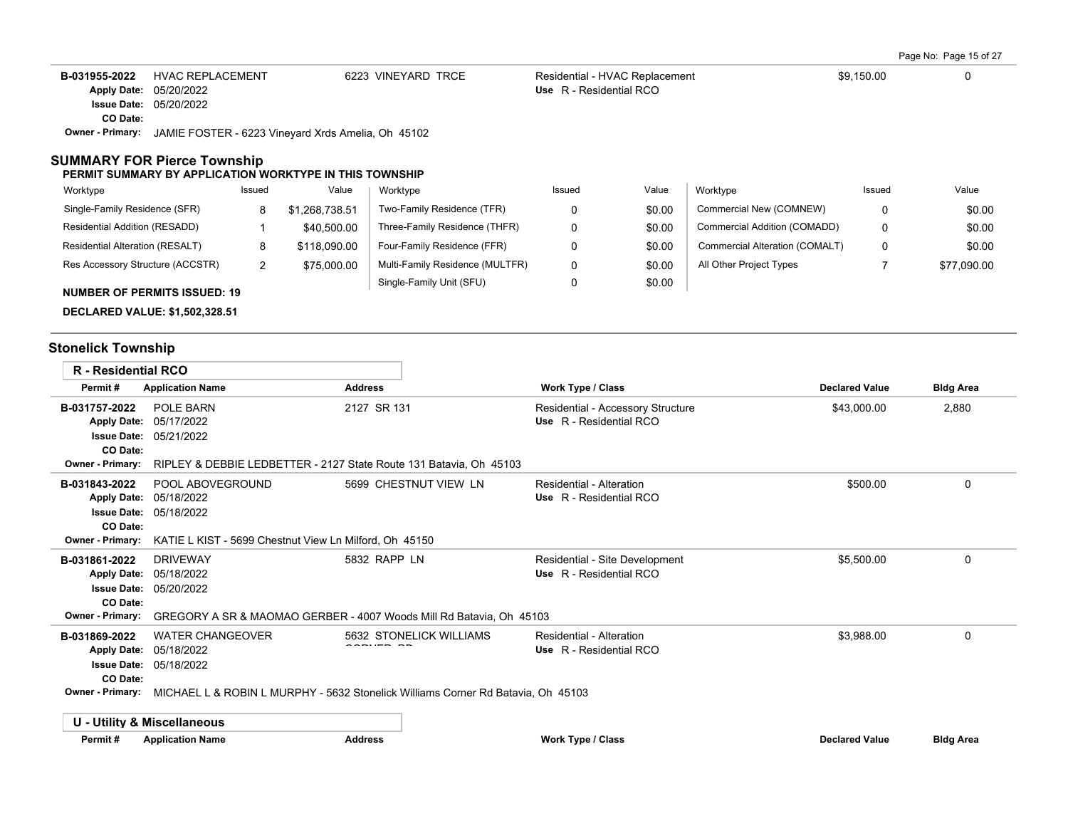| Permit # | Application Name | Address | Work Type / Class | Declared Value | Bldg Area |
|---|---|---|---|---|---|
| B-031955-2022 | HVAC REPLACEMENT | 6223 VINEYARD TRCE | Residential - HVAC Replacement<br>Use R - Residential RCO | $9,150.00 | 0 |

Apply Date: 05/20/2022
Issue Date: 05/20/2022
CO Date:
Owner - Primary: JAMIE FOSTER - 6223 Vineyard Xrds Amelia, Oh 45102

## SUMMARY FOR Pierce Township

**PERMIT SUMMARY BY APPLICATION WORKTYPE IN THIS TOWNSHIP**

| Worktype | Issued | Value | Worktype | Issued | Value | Worktype | Issued | Value |
|---|---|---|---|---|---|---|---|---|
| Single-Family Residence (SFR) | 8 | $1,268,738.51 | Two-Family Residence (TFR) | 0 | $0.00 | Commercial New (COMNEW) | 0 | $0.00 |
| Residential Addition (RESADD) | 1 | $40,500.00 | Three-Family Residence (THFR) | 0 | $0.00 | Commercial Addition (COMADD) | 0 | $0.00 |
| Residential Alteration (RESALT) | 8 | $118,090.00 | Four-Family Residence (FFR) | 0 | $0.00 | Commercial Alteration (COMALT) | 0 | $0.00 |
| Res Accessory Structure (ACCSTR) | 2 | $75,000.00 | Multi-Family Residence (MULTFR) | 0 | $0.00 | All Other Project Types | 7 | $77,090.00 |
| | | | Single-Family Unit (SFU) | 0 | $0.00 | | | |

**NUMBER OF PERMITS ISSUED: 19**

**DECLARED VALUE: $1,502,328.51**

## Stonelick Township

### R - Residential RCO

| Permit # | Application Name | Address | Work Type / Class | Declared Value | Bldg Area |
|---|---|---|---|---|---|
| B-031757-2022 | POLE BARN | 2127 SR 131 | Residential - Accessory Structure<br>Use R - Residential RCO | $43,000.00 | 2,880 |

Apply Date: 05/17/2022
Issue Date: 05/21/2022
CO Date:
Owner - Primary: RIPLEY & DEBBIE LEDBETTER - 2127 State Route 131 Batavia, Oh 45103

| Permit # | Application Name | Address | Work Type / Class | Declared Value | Bldg Area |
|---|---|---|---|---|---|
| B-031843-2022 | POOL ABOVEGROUND | 5699 CHESTNUT VIEW LN | Residential - Alteration<br>Use R - Residential RCO | $500.00 | 0 |

Apply Date: 05/18/2022
Issue Date: 05/18/2022
CO Date:
Owner - Primary: KATIE L KIST - 5699 Chestnut View Ln Milford, Oh 45150

| Permit # | Application Name | Address | Work Type / Class | Declared Value | Bldg Area |
|---|---|---|---|---|---|
| B-031861-2022 | DRIVEWAY | 5832 RAPP LN | Residential - Site Development<br>Use R - Residential RCO | $5,500.00 | 0 |

Apply Date: 05/18/2022
Issue Date: 05/20/2022
CO Date:
Owner - Primary: GREGORY A SR & MAOMAO GERBER - 4007 Woods Mill Rd Batavia, Oh 45103

| Permit # | Application Name | Address | Work Type / Class | Declared Value | Bldg Area |
|---|---|---|---|---|---|
| B-031869-2022 | WATER CHANGEOVER | 5632 STONELICK WILLIAMS CORNER RD | Residential - Alteration<br>Use R - Residential RCO | $3,988.00 | 0 |

Apply Date: 05/18/2022
Issue Date: 05/18/2022
CO Date:
Owner - Primary: MICHAEL L & ROBIN L MURPHY - 5632 Stonelick Williams Corner Rd Batavia, Oh 45103

### U - Utility & Miscellaneous

| Permit # | Application Name | Address | Work Type / Class | Declared Value | Bldg Area |
|---|---|---|---|---|---|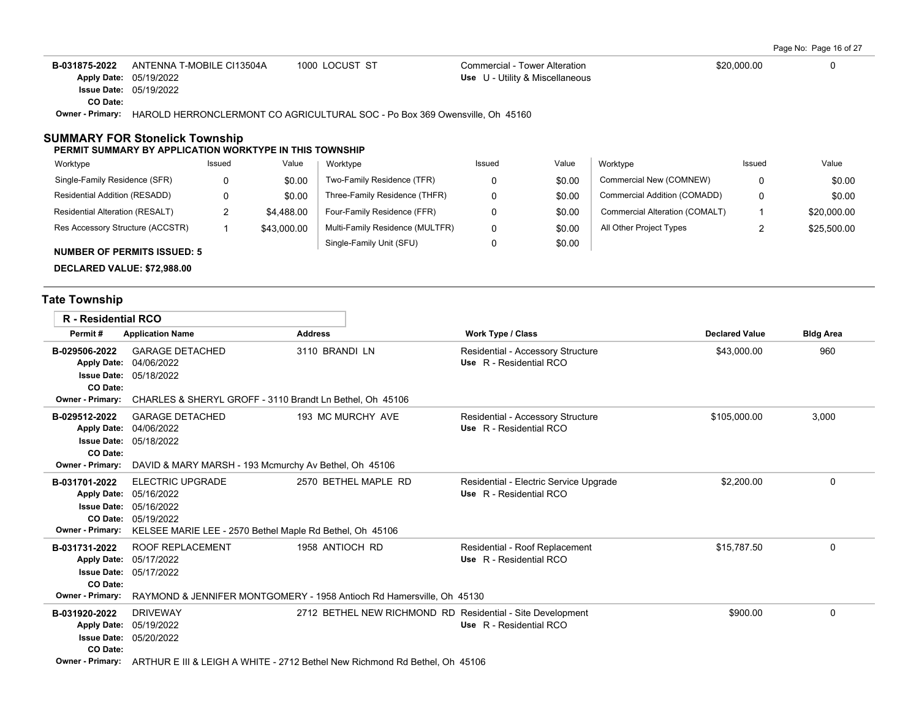| Permit # | Application Name | Address | Work Type / Class | Declared Value | Bldg Area |
|---|---|---|---|---|---|
| B-031875-2022 | ANTENNA T-MOBILE CI13504A | 1000 LOCUST ST | Commercial - Tower Alteration | $20,000.00 | 0 |
| | Apply Date: 05/19/2022 | | Use U - Utility & Miscellaneous | | |
| | Issue Date: 05/19/2022 | | | | |
| | CO Date: | | | | |
| | Owner - Primary: HAROLD HERRONCLERMONT CO AGRICULTURAL SOC - Po Box 369 Owensville, Oh 45160 | | | | |

## SUMMARY FOR Stonelick Township

**PERMIT SUMMARY BY APPLICATION WORKTYPE IN THIS TOWNSHIP**

| Worktype | Issued | Value | Worktype | Issued | Value | Worktype | Issued | Value |
|---|---|---|---|---|---|---|---|---|
| Single-Family Residence (SFR) | 0 | $0.00 | Two-Family Residence (TFR) | 0 | $0.00 | Commercial New (COMNEW) | 0 | $0.00 |
| Residential Addition (RESADD) | 0 | $0.00 | Three-Family Residence (THFR) | 0 | $0.00 | Commercial Addition (COMADD) | 0 | $0.00 |
| Residential Alteration (RESALT) | 2 | $4,488.00 | Four-Family Residence (FFR) | 0 | $0.00 | Commercial Alteration (COMALT) | 1 | $20,000.00 |
| Res Accessory Structure (ACCSTR) | 1 | $43,000.00 | Multi-Family Residence (MULTFR) | 0 | $0.00 | All Other Project Types | 2 | $25,500.00 |
| | | | Single-Family Unit (SFU) | 0 | $0.00 | | | |

**NUMBER OF PERMITS ISSUED: 5**

**DECLARED VALUE: $72,988.00**

## Tate Township

### R - Residential RCO

| Permit # | Application Name | Address | Work Type / Class | Declared Value | Bldg Area |
|---|---|---|---|---|---|
| B-029506-2022 | GARAGE DETACHED | 3110 BRANDI LN | Residential - Accessory Structure | $43,000.00 | 960 |
| | Apply Date: 04/06/2022 | | Use R - Residential RCO | | |
| | Issue Date: 05/18/2022 | | | | |
| | CO Date: | | | | |
| | Owner - Primary: CHARLES & SHERYL GROFF - 3110 Brandt Ln Bethel, Oh 45106 | | | | |
| B-029512-2022 | GARAGE DETACHED | 193 MC MURCHY AVE | Residential - Accessory Structure | $105,000.00 | 3,000 |
| | Apply Date: 04/06/2022 | | Use R - Residential RCO | | |
| | Issue Date: 05/18/2022 | | | | |
| | CO Date: | | | | |
| | Owner - Primary: DAVID & MARY MARSH - 193 Mcmurchy Av Bethel, Oh 45106 | | | | |
| B-031701-2022 | ELECTRIC UPGRADE | 2570 BETHEL MAPLE RD | Residential - Electric Service Upgrade | $2,200.00 | 0 |
| | Apply Date: 05/16/2022 | | Use R - Residential RCO | | |
| | Issue Date: 05/16/2022 | | | | |
| | CO Date: 05/19/2022 | | | | |
| | Owner - Primary: KELSEE MARIE LEE - 2570 Bethel Maple Rd Bethel, Oh 45106 | | | | |
| B-031731-2022 | ROOF REPLACEMENT | 1958 ANTIOCH RD | Residential - Roof Replacement | $15,787.50 | 0 |
| | Apply Date: 05/17/2022 | | Use R - Residential RCO | | |
| | Issue Date: 05/17/2022 | | | | |
| | CO Date: | | | | |
| | Owner - Primary: RAYMOND & JENNIFER MONTGOMERY - 1958 Antioch Rd Hamersville, Oh 45130 | | | | |
| B-031920-2022 | DRIVEWAY | 2712 BETHEL NEW RICHMOND RD | Residential - Site Development | $900.00 | 0 |
| | Apply Date: 05/19/2022 | | Use R - Residential RCO | | |
| | Issue Date: 05/20/2022 | | | | |
| | CO Date: | | | | |
| | Owner - Primary: ARTHUR E III & LEIGH A WHITE - 2712 Bethel New Richmond Rd Bethel, Oh 45106 | | | | |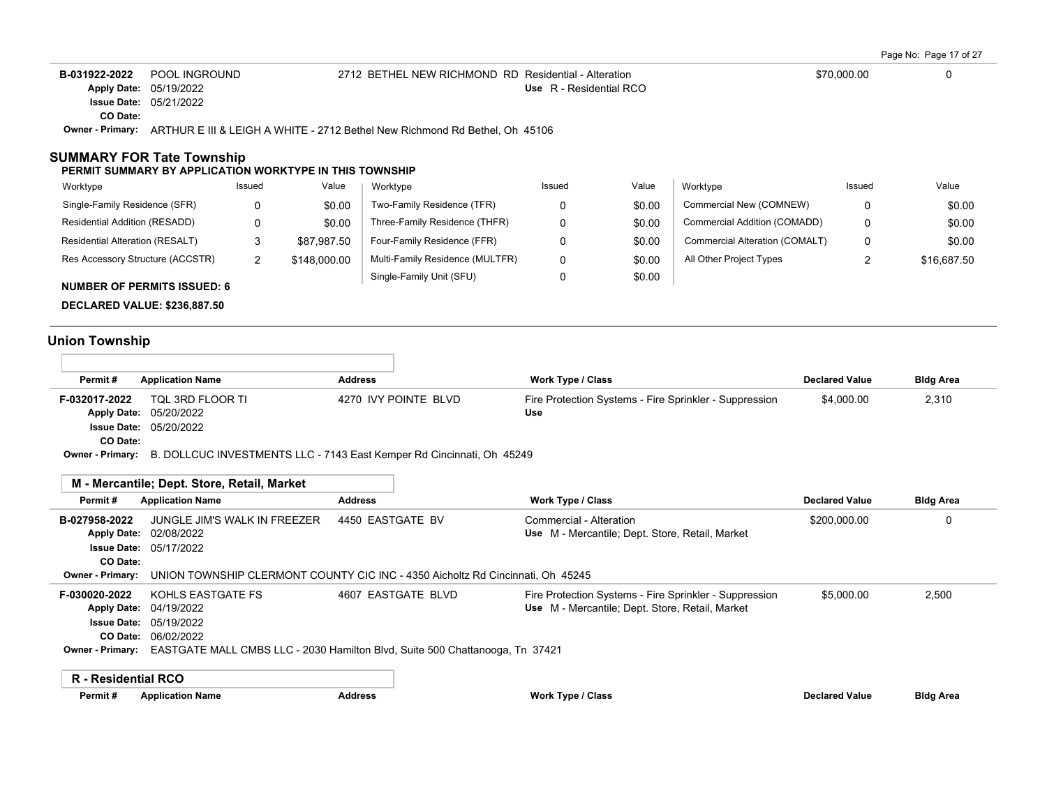| Permit # | Application Name | Address | Work Type / Class | Declared Value | Bldg Area |
|---|---|---|---|---|---|
| B-031922-2022 | POOL INGROUND | 2712 BETHEL NEW RICHMOND RD | Residential - Alteration<br>Use R - Residential RCO | $70,000.00 | 0 |

Apply Date: 05/19/2022
Issue Date: 05/21/2022
CO Date:
Owner - Primary: ARTHUR E III & LEIGH A WHITE - 2712 Bethel New Richmond Rd Bethel, Oh 45106

## SUMMARY FOR Tate Township

### PERMIT SUMMARY BY APPLICATION WORKTYPE IN THIS TOWNSHIP

| Worktype | Issued | Value | Worktype | Issued | Value | Worktype | Issued | Value |
|---|---|---|---|---|---|---|---|---|
| Single-Family Residence (SFR) | 0 | $0.00 | Two-Family Residence (TFR) | 0 | $0.00 | Commercial New (COMNEW) | 0 | $0.00 |
| Residential Addition (RESADD) | 0 | $0.00 | Three-Family Residence (THFR) | 0 | $0.00 | Commercial Addition (COMADD) | 0 | $0.00 |
| Residential Alteration (RESALT) | 3 | $87,987.50 | Four-Family Residence (FFR) | 0 | $0.00 | Commercial Alteration (COMALT) | 0 | $0.00 |
| Res Accessory Structure (ACCSTR) | 2 | $148,000.00 | Multi-Family Residence (MULTFR) | 0 | $0.00 | All Other Project Types | 2 | $16,687.50 |
| | | | Single-Family Unit (SFU) | 0 | $0.00 | | | |

**NUMBER OF PERMITS ISSUED: 6**

**DECLARED VALUE: $236,887.50**

## Union Township

| Permit # | Application Name | Address | Work Type / Class | Declared Value | Bldg Area |
|---|---|---|---|---|---|
| F-032017-2022 | TQL 3RD FLOOR TI | 4270 IVY POINTE BLVD | Fire Protection Systems - Fire Sprinkler - Suppression<br>Use | $4,000.00 | 2,310 |

Apply Date: 05/20/2022
Issue Date: 05/20/2022
CO Date:
Owner - Primary: B. DOLLCUC INVESTMENTS LLC - 7143 East Kemper Rd Cincinnati, Oh 45249

### M - Mercantile; Dept. Store, Retail, Market

| Permit # | Application Name | Address | Work Type / Class | Declared Value | Bldg Area |
|---|---|---|---|---|---|
| B-027958-2022 | JUNGLE JIM'S WALK IN FREEZER | 4450 EASTGATE BV | Commercial - Alteration<br>Use M - Mercantile; Dept. Store, Retail, Market | $200,000.00 | 0 |

Apply Date: 02/08/2022
Issue Date: 05/17/2022
CO Date:
Owner - Primary: UNION TOWNSHIP CLERMONT COUNTY CIC INC - 4350 Aicholtz Rd Cincinnati, Oh 45245

| Permit # | Application Name | Address | Work Type / Class | Declared Value | Bldg Area |
|---|---|---|---|---|---|
| F-030020-2022 | KOHLS EASTGATE FS | 4607 EASTGATE BLVD | Fire Protection Systems - Fire Sprinkler - Suppression<br>Use M - Mercantile; Dept. Store, Retail, Market | $5,000.00 | 2,500 |

Apply Date: 04/19/2022
Issue Date: 05/19/2022
CO Date: 06/02/2022
Owner - Primary: EASTGATE MALL CMBS LLC - 2030 Hamilton Blvd, Suite 500 Chattanooga, Tn 37421

### R - Residential RCO

| Permit # | Application Name | Address | Work Type / Class | Declared Value | Bldg Area |
|---|---|---|---|---|---|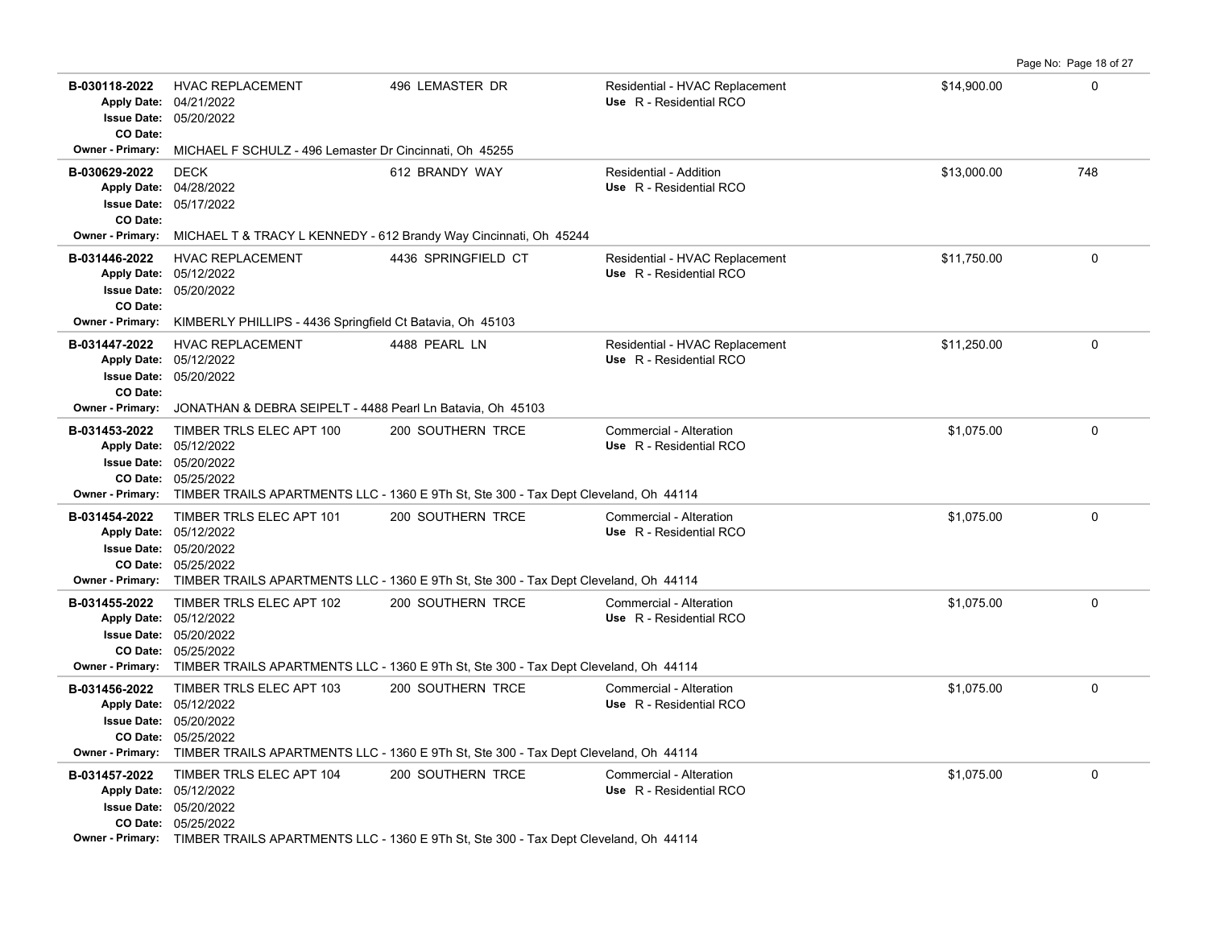| Permit # | Description | Address | Type / Use | Valuation | Sq Ft |
|---|---|---|---|---|---|
| **B-030118-2022**<br>Apply Date: 04/21/2022<br>Issue Date: 05/20/2022<br>CO Date:<br>Owner - Primary: MICHAEL F SCHULZ - 496 Lemaster Dr Cincinnati, Oh 45255 | HVAC REPLACEMENT | 496 LEMASTER DR | Residential - HVAC Replacement<br>Use R - Residential RCO | $14,900.00 | 0 |
| **B-030629-2022**<br>Apply Date: 04/28/2022<br>Issue Date: 05/17/2022<br>CO Date:<br>Owner - Primary: MICHAEL T & TRACY L KENNEDY - 612 Brandy Way Cincinnati, Oh 45244 | DECK | 612 BRANDY WAY | Residential - Addition<br>Use R - Residential RCO | $13,000.00 | 748 |
| **B-031446-2022**<br>Apply Date: 05/12/2022<br>Issue Date: 05/20/2022<br>CO Date:<br>Owner - Primary: KIMBERLY PHILLIPS - 4436 Springfield Ct Batavia, Oh 45103 | HVAC REPLACEMENT | 4436 SPRINGFIELD CT | Residential - HVAC Replacement<br>Use R - Residential RCO | $11,750.00 | 0 |
| **B-031447-2022**<br>Apply Date: 05/12/2022<br>Issue Date: 05/20/2022<br>CO Date:<br>Owner - Primary: JONATHAN & DEBRA SEIPELT - 4488 Pearl Ln Batavia, Oh 45103 | HVAC REPLACEMENT | 4488 PEARL LN | Residential - HVAC Replacement<br>Use R - Residential RCO | $11,250.00 | 0 |
| **B-031453-2022**<br>Apply Date: 05/12/2022<br>Issue Date: 05/20/2022<br>CO Date: 05/25/2022<br>Owner - Primary: TIMBER TRAILS APARTMENTS LLC - 1360 E 9Th St, Ste 300 - Tax Dept Cleveland, Oh 44114 | TIMBER TRLS ELEC APT 100 | 200 SOUTHERN TRCE | Commercial - Alteration<br>Use R - Residential RCO | $1,075.00 | 0 |
| **B-031454-2022**<br>Apply Date: 05/12/2022<br>Issue Date: 05/20/2022<br>CO Date: 05/25/2022<br>Owner - Primary: TIMBER TRAILS APARTMENTS LLC - 1360 E 9Th St, Ste 300 - Tax Dept Cleveland, Oh 44114 | TIMBER TRLS ELEC APT 101 | 200 SOUTHERN TRCE | Commercial - Alteration<br>Use R - Residential RCO | $1,075.00 | 0 |
| **B-031455-2022**<br>Apply Date: 05/12/2022<br>Issue Date: 05/20/2022<br>CO Date: 05/25/2022<br>Owner - Primary: TIMBER TRAILS APARTMENTS LLC - 1360 E 9Th St, Ste 300 - Tax Dept Cleveland, Oh 44114 | TIMBER TRLS ELEC APT 102 | 200 SOUTHERN TRCE | Commercial - Alteration<br>Use R - Residential RCO | $1,075.00 | 0 |
| **B-031456-2022**<br>Apply Date: 05/12/2022<br>Issue Date: 05/20/2022<br>CO Date: 05/25/2022<br>Owner - Primary: TIMBER TRAILS APARTMENTS LLC - 1360 E 9Th St, Ste 300 - Tax Dept Cleveland, Oh 44114 | TIMBER TRLS ELEC APT 103 | 200 SOUTHERN TRCE | Commercial - Alteration<br>Use R - Residential RCO | $1,075.00 | 0 |
| **B-031457-2022**<br>Apply Date: 05/12/2022<br>Issue Date: 05/20/2022<br>CO Date: 05/25/2022<br>Owner - Primary: TIMBER TRAILS APARTMENTS LLC - 1360 E 9Th St, Ste 300 - Tax Dept Cleveland, Oh 44114 | TIMBER TRLS ELEC APT 104 | 200 SOUTHERN TRCE | Commercial - Alteration<br>Use R - Residential RCO | $1,075.00 | 0 |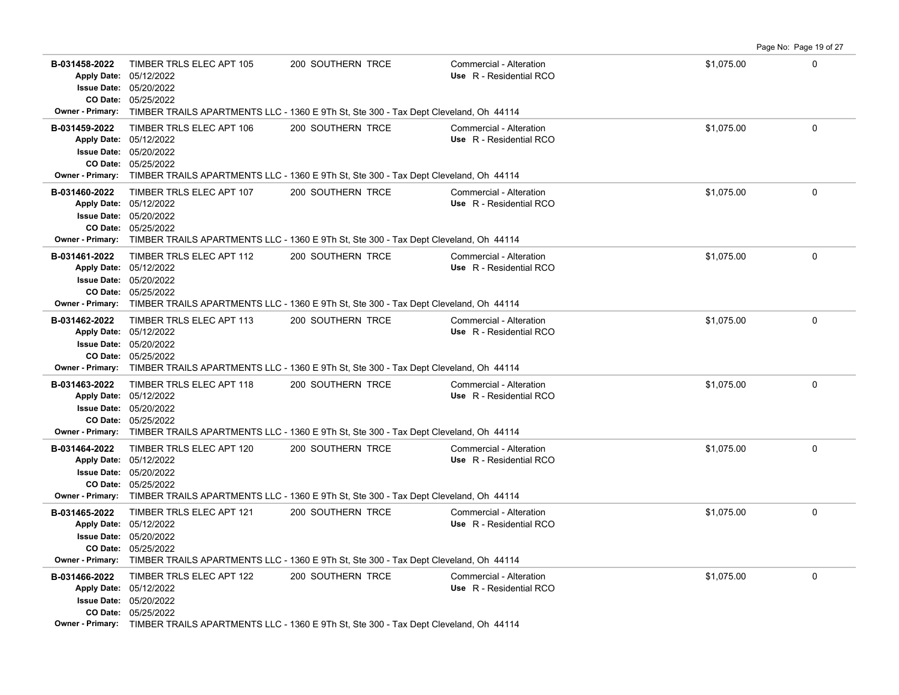| Permit | Description | Address | Type / Use | Valuation | |
|---|---|---|---|---|---|
| **B-031458-2022**<br>**Apply Date:** 05/12/2022<br>**Issue Date:** 05/20/2022<br>**CO Date:** 05/25/2022 | TIMBER TRLS ELEC APT 105 | 200 SOUTHERN TRCE | Commercial - Alteration<br>**Use** R - Residential RCO | $1,075.00 | 0 |
| **Owner - Primary:** TIMBER TRAILS APARTMENTS LLC - 1360 E 9Th St, Ste 300 - Tax Dept Cleveland, Oh 44114 | | | | | |
| **B-031459-2022**<br>**Apply Date:** 05/12/2022<br>**Issue Date:** 05/20/2022<br>**CO Date:** 05/25/2022 | TIMBER TRLS ELEC APT 106 | 200 SOUTHERN TRCE | Commercial - Alteration<br>**Use** R - Residential RCO | $1,075.00 | 0 |
| **Owner - Primary:** TIMBER TRAILS APARTMENTS LLC - 1360 E 9Th St, Ste 300 - Tax Dept Cleveland, Oh 44114 | | | | | |
| **B-031460-2022**<br>**Apply Date:** 05/12/2022<br>**Issue Date:** 05/20/2022<br>**CO Date:** 05/25/2022 | TIMBER TRLS ELEC APT 107 | 200 SOUTHERN TRCE | Commercial - Alteration<br>**Use** R - Residential RCO | $1,075.00 | 0 |
| **Owner - Primary:** TIMBER TRAILS APARTMENTS LLC - 1360 E 9Th St, Ste 300 - Tax Dept Cleveland, Oh 44114 | | | | | |
| **B-031461-2022**<br>**Apply Date:** 05/12/2022<br>**Issue Date:** 05/20/2022<br>**CO Date:** 05/25/2022 | TIMBER TRLS ELEC APT 112 | 200 SOUTHERN TRCE | Commercial - Alteration<br>**Use** R - Residential RCO | $1,075.00 | 0 |
| **Owner - Primary:** TIMBER TRAILS APARTMENTS LLC - 1360 E 9Th St, Ste 300 - Tax Dept Cleveland, Oh 44114 | | | | | |
| **B-031462-2022**<br>**Apply Date:** 05/12/2022<br>**Issue Date:** 05/20/2022<br>**CO Date:** 05/25/2022 | TIMBER TRLS ELEC APT 113 | 200 SOUTHERN TRCE | Commercial - Alteration<br>**Use** R - Residential RCO | $1,075.00 | 0 |
| **Owner - Primary:** TIMBER TRAILS APARTMENTS LLC - 1360 E 9Th St, Ste 300 - Tax Dept Cleveland, Oh 44114 | | | | | |
| **B-031463-2022**<br>**Apply Date:** 05/12/2022<br>**Issue Date:** 05/20/2022<br>**CO Date:** 05/25/2022 | TIMBER TRLS ELEC APT 118 | 200 SOUTHERN TRCE | Commercial - Alteration<br>**Use** R - Residential RCO | $1,075.00 | 0 |
| **Owner - Primary:** TIMBER TRAILS APARTMENTS LLC - 1360 E 9Th St, Ste 300 - Tax Dept Cleveland, Oh 44114 | | | | | |
| **B-031464-2022**<br>**Apply Date:** 05/12/2022<br>**Issue Date:** 05/20/2022<br>**CO Date:** 05/25/2022 | TIMBER TRLS ELEC APT 120 | 200 SOUTHERN TRCE | Commercial - Alteration<br>**Use** R - Residential RCO | $1,075.00 | 0 |
| **Owner - Primary:** TIMBER TRAILS APARTMENTS LLC - 1360 E 9Th St, Ste 300 - Tax Dept Cleveland, Oh 44114 | | | | | |
| **B-031465-2022**<br>**Apply Date:** 05/12/2022<br>**Issue Date:** 05/20/2022<br>**CO Date:** 05/25/2022 | TIMBER TRLS ELEC APT 121 | 200 SOUTHERN TRCE | Commercial - Alteration<br>**Use** R - Residential RCO | $1,075.00 | 0 |
| **Owner - Primary:** TIMBER TRAILS APARTMENTS LLC - 1360 E 9Th St, Ste 300 - Tax Dept Cleveland, Oh 44114 | | | | | |
| **B-031466-2022**<br>**Apply Date:** 05/12/2022<br>**Issue Date:** 05/20/2022<br>**CO Date:** 05/25/2022 | TIMBER TRLS ELEC APT 122 | 200 SOUTHERN TRCE | Commercial - Alteration<br>**Use** R - Residential RCO | $1,075.00 | 0 |
| **Owner - Primary:** TIMBER TRAILS APARTMENTS LLC - 1360 E 9Th St, Ste 300 - Tax Dept Cleveland, Oh 44114 | | | | | |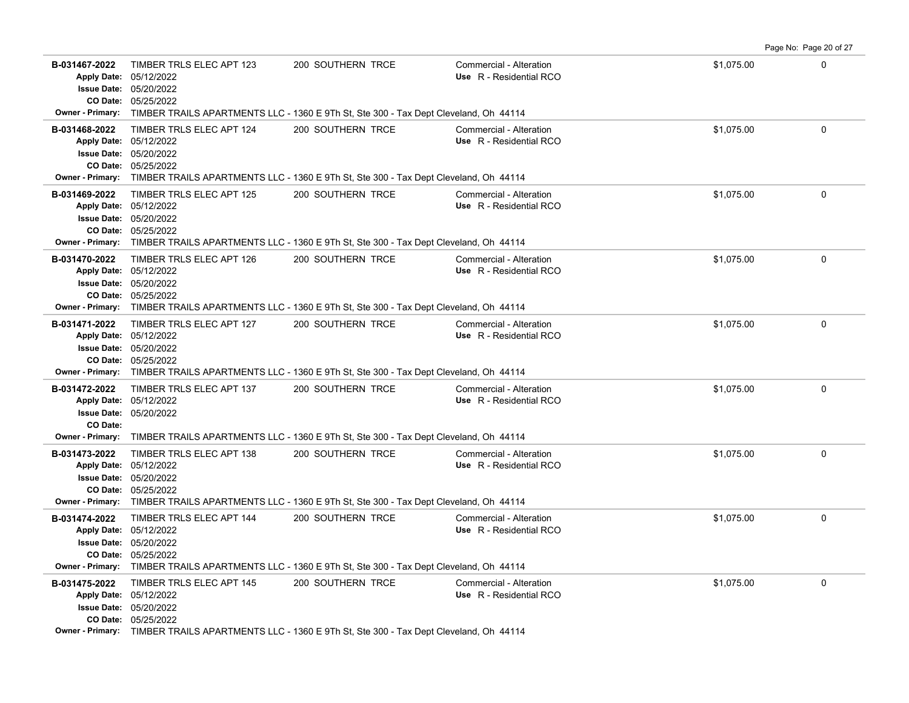| Permit | Description | Address | Type / Use | Valuation | |
|---|---|---|---|---|---|
| **B-031467-2022** | TIMBER TRLS ELEC APT 123 | 200 SOUTHERN TRCE | Commercial - Alteration | $1,075.00 | 0 |
| **Apply Date:** 05/12/2022 | | | **Use** R - Residential RCO | | |
| **Issue Date:** 05/20/2022 | | | | | |
| **CO Date:** 05/25/2022 | | | | | |
| **Owner - Primary:** TIMBER TRAILS APARTMENTS LLC - 1360 E 9Th St, Ste 300 - Tax Dept Cleveland, Oh 44114 | | | | | |
| **B-031468-2022** | TIMBER TRLS ELEC APT 124 | 200 SOUTHERN TRCE | Commercial - Alteration | $1,075.00 | 0 |
| **Apply Date:** 05/12/2022 | | | **Use** R - Residential RCO | | |
| **Issue Date:** 05/20/2022 | | | | | |
| **CO Date:** 05/25/2022 | | | | | |
| **Owner - Primary:** TIMBER TRAILS APARTMENTS LLC - 1360 E 9Th St, Ste 300 - Tax Dept Cleveland, Oh 44114 | | | | | |
| **B-031469-2022** | TIMBER TRLS ELEC APT 125 | 200 SOUTHERN TRCE | Commercial - Alteration | $1,075.00 | 0 |
| **Apply Date:** 05/12/2022 | | | **Use** R - Residential RCO | | |
| **Issue Date:** 05/20/2022 | | | | | |
| **CO Date:** 05/25/2022 | | | | | |
| **Owner - Primary:** TIMBER TRAILS APARTMENTS LLC - 1360 E 9Th St, Ste 300 - Tax Dept Cleveland, Oh 44114 | | | | | |
| **B-031470-2022** | TIMBER TRLS ELEC APT 126 | 200 SOUTHERN TRCE | Commercial - Alteration | $1,075.00 | 0 |
| **Apply Date:** 05/12/2022 | | | **Use** R - Residential RCO | | |
| **Issue Date:** 05/20/2022 | | | | | |
| **CO Date:** 05/25/2022 | | | | | |
| **Owner - Primary:** TIMBER TRAILS APARTMENTS LLC - 1360 E 9Th St, Ste 300 - Tax Dept Cleveland, Oh 44114 | | | | | |
| **B-031471-2022** | TIMBER TRLS ELEC APT 127 | 200 SOUTHERN TRCE | Commercial - Alteration | $1,075.00 | 0 |
| **Apply Date:** 05/12/2022 | | | **Use** R - Residential RCO | | |
| **Issue Date:** 05/20/2022 | | | | | |
| **CO Date:** 05/25/2022 | | | | | |
| **Owner - Primary:** TIMBER TRAILS APARTMENTS LLC - 1360 E 9Th St, Ste 300 - Tax Dept Cleveland, Oh 44114 | | | | | |
| **B-031472-2022** | TIMBER TRLS ELEC APT 137 | 200 SOUTHERN TRCE | Commercial - Alteration | $1,075.00 | 0 |
| **Apply Date:** 05/12/2022 | | | **Use** R - Residential RCO | | |
| **Issue Date:** 05/20/2022 | | | | | |
| **CO Date:** | | | | | |
| **Owner - Primary:** TIMBER TRAILS APARTMENTS LLC - 1360 E 9Th St, Ste 300 - Tax Dept Cleveland, Oh 44114 | | | | | |
| **B-031473-2022** | TIMBER TRLS ELEC APT 138 | 200 SOUTHERN TRCE | Commercial - Alteration | $1,075.00 | 0 |
| **Apply Date:** 05/12/2022 | | | **Use** R - Residential RCO | | |
| **Issue Date:** 05/20/2022 | | | | | |
| **CO Date:** 05/25/2022 | | | | | |
| **Owner - Primary:** TIMBER TRAILS APARTMENTS LLC - 1360 E 9Th St, Ste 300 - Tax Dept Cleveland, Oh 44114 | | | | | |
| **B-031474-2022** | TIMBER TRLS ELEC APT 144 | 200 SOUTHERN TRCE | Commercial - Alteration | $1,075.00 | 0 |
| **Apply Date:** 05/12/2022 | | | **Use** R - Residential RCO | | |
| **Issue Date:** 05/20/2022 | | | | | |
| **CO Date:** 05/25/2022 | | | | | |
| **Owner - Primary:** TIMBER TRAILS APARTMENTS LLC - 1360 E 9Th St, Ste 300 - Tax Dept Cleveland, Oh 44114 | | | | | |
| **B-031475-2022** | TIMBER TRLS ELEC APT 145 | 200 SOUTHERN TRCE | Commercial - Alteration | $1,075.00 | 0 |
| **Apply Date:** 05/12/2022 | | | **Use** R - Residential RCO | | |
| **Issue Date:** 05/20/2022 | | | | | |
| **CO Date:** 05/25/2022 | | | | | |
| **Owner - Primary:** TIMBER TRAILS APARTMENTS LLC - 1360 E 9Th St, Ste 300 - Tax Dept Cleveland, Oh 44114 | | | | | |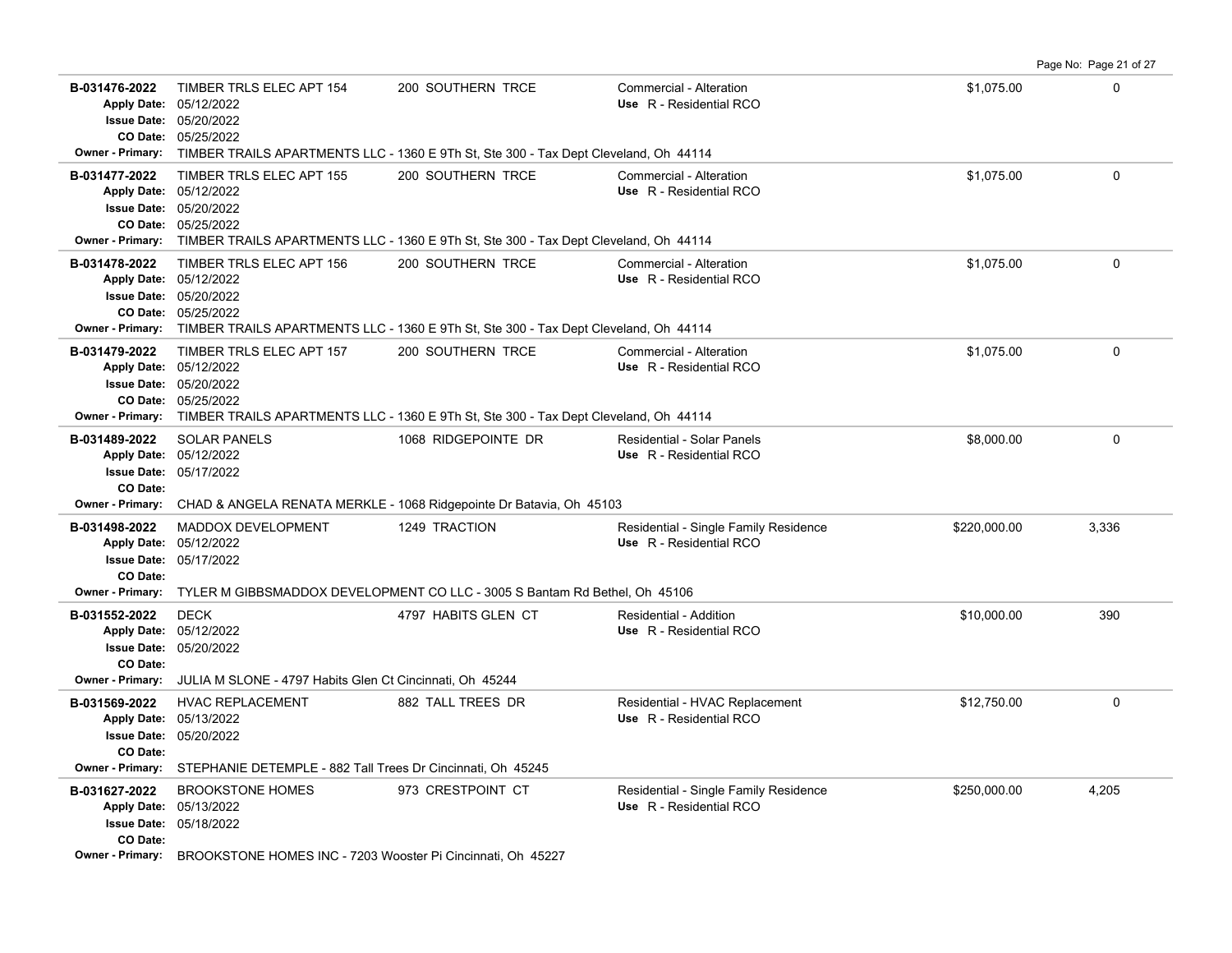| Permit | Description | Address | Type | Value | Sq Ft |
|---|---|---|---|---|---|
| **B-031476-2022** | TIMBER TRLS ELEC APT 154 | 200 SOUTHERN TRCE | Commercial - Alteration | $1,075.00 | 0 |
| **Apply Date:** 05/12/2022 | | | **Use** R - Residential RCO | | |
| **Issue Date:** 05/20/2022 | | | | | |
| **CO Date:** 05/25/2022 | | | | | |
| **Owner - Primary:** TIMBER TRAILS APARTMENTS LLC - 1360 E 9Th St, Ste 300 - Tax Dept Cleveland, Oh 44114 | | | | | |
| **B-031477-2022** | TIMBER TRLS ELEC APT 155 | 200 SOUTHERN TRCE | Commercial - Alteration | $1,075.00 | 0 |
| **Apply Date:** 05/12/2022 | | | **Use** R - Residential RCO | | |
| **Issue Date:** 05/20/2022 | | | | | |
| **CO Date:** 05/25/2022 | | | | | |
| **Owner - Primary:** TIMBER TRAILS APARTMENTS LLC - 1360 E 9Th St, Ste 300 - Tax Dept Cleveland, Oh 44114 | | | | | |
| **B-031478-2022** | TIMBER TRLS ELEC APT 156 | 200 SOUTHERN TRCE | Commercial - Alteration | $1,075.00 | 0 |
| **Apply Date:** 05/12/2022 | | | **Use** R - Residential RCO | | |
| **Issue Date:** 05/20/2022 | | | | | |
| **CO Date:** 05/25/2022 | | | | | |
| **Owner - Primary:** TIMBER TRAILS APARTMENTS LLC - 1360 E 9Th St, Ste 300 - Tax Dept Cleveland, Oh 44114 | | | | | |
| **B-031479-2022** | TIMBER TRLS ELEC APT 157 | 200 SOUTHERN TRCE | Commercial - Alteration | $1,075.00 | 0 |
| **Apply Date:** 05/12/2022 | | | **Use** R - Residential RCO | | |
| **Issue Date:** 05/20/2022 | | | | | |
| **CO Date:** 05/25/2022 | | | | | |
| **Owner - Primary:** TIMBER TRAILS APARTMENTS LLC - 1360 E 9Th St, Ste 300 - Tax Dept Cleveland, Oh 44114 | | | | | |
| **B-031489-2022** | SOLAR PANELS | 1068 RIDGEPOINTE DR | Residential - Solar Panels | $8,000.00 | 0 |
| **Apply Date:** 05/12/2022 | | | **Use** R - Residential RCO | | |
| **Issue Date:** 05/17/2022 | | | | | |
| **CO Date:** | | | | | |
| **Owner - Primary:** CHAD & ANGELA RENATA MERKLE - 1068 Ridgepointe Dr Batavia, Oh 45103 | | | | | |
| **B-031498-2022** | MADDOX DEVELOPMENT | 1249 TRACTION | Residential - Single Family Residence | $220,000.00 | 3,336 |
| **Apply Date:** 05/12/2022 | | | **Use** R - Residential RCO | | |
| **Issue Date:** 05/17/2022 | | | | | |
| **CO Date:** | | | | | |
| **Owner - Primary:** TYLER M GIBBSMADDOX DEVELOPMENT CO LLC - 3005 S Bantam Rd Bethel, Oh 45106 | | | | | |
| **B-031552-2022** | DECK | 4797 HABITS GLEN CT | Residential - Addition | $10,000.00 | 390 |
| **Apply Date:** 05/12/2022 | | | **Use** R - Residential RCO | | |
| **Issue Date:** 05/20/2022 | | | | | |
| **CO Date:** | | | | | |
| **Owner - Primary:** JULIA M SLONE - 4797 Habits Glen Ct Cincinnati, Oh 45244 | | | | | |
| **B-031569-2022** | HVAC REPLACEMENT | 882 TALL TREES DR | Residential - HVAC Replacement | $12,750.00 | 0 |
| **Apply Date:** 05/13/2022 | | | **Use** R - Residential RCO | | |
| **Issue Date:** 05/20/2022 | | | | | |
| **CO Date:** | | | | | |
| **Owner - Primary:** STEPHANIE DETEMPLE - 882 Tall Trees Dr Cincinnati, Oh 45245 | | | | | |
| **B-031627-2022** | BROOKSTONE HOMES | 973 CRESTPOINT CT | Residential - Single Family Residence | $250,000.00 | 4,205 |
| **Apply Date:** 05/13/2022 | | | **Use** R - Residential RCO | | |
| **Issue Date:** 05/18/2022 | | | | | |
| **CO Date:** | | | | | |
| **Owner - Primary:** BROOKSTONE HOMES INC - 7203 Wooster Pi Cincinnati, Oh 45227 | | | | | |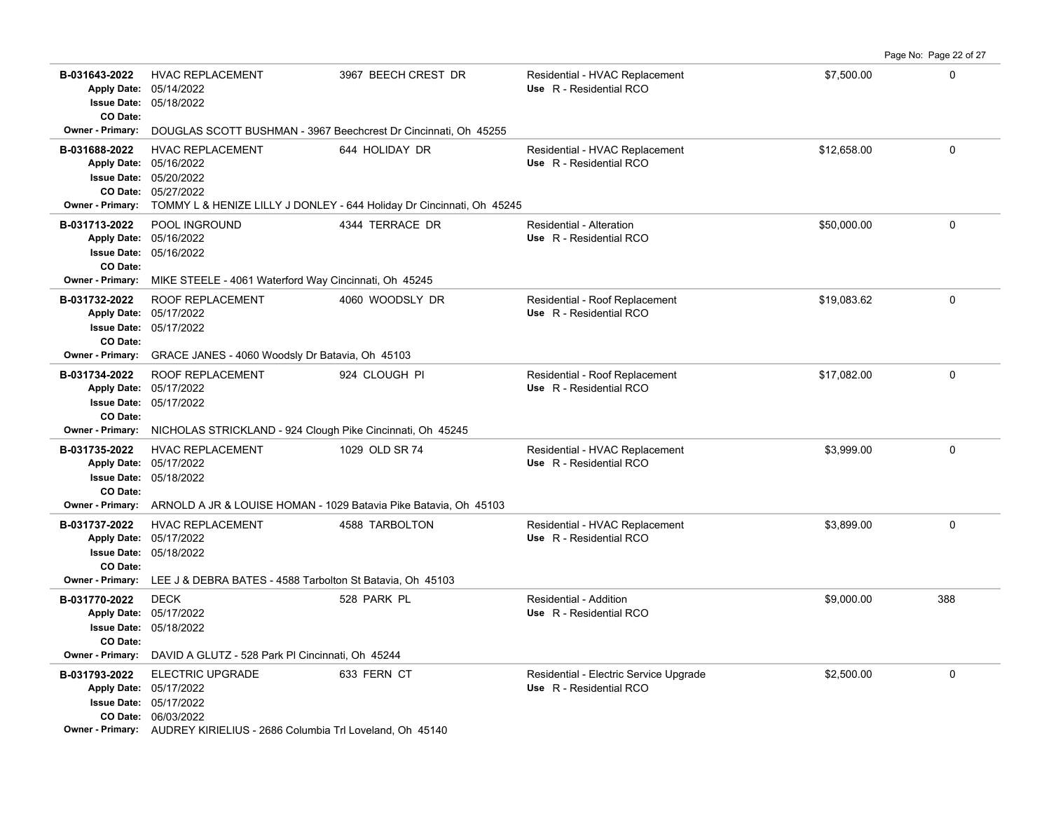| Permit # | Description | Address | Type / Use | Valuation | Sq Ft |
|---|---|---|---|---|---|
| **B-031643-2022**<br>Apply Date: 05/14/2022<br>Issue Date: 05/18/2022<br>CO Date:<br>Owner - Primary: DOUGLAS SCOTT BUSHMAN - 3967 Beechcrest Dr Cincinnati, Oh 45255 | HVAC REPLACEMENT | 3967 BEECH CREST DR | Residential - HVAC Replacement<br>Use R - Residential RCO | $7,500.00 | 0 |
| **B-031688-2022**<br>Apply Date: 05/16/2022<br>Issue Date: 05/20/2022<br>CO Date: 05/27/2022<br>Owner - Primary: TOMMY L & HENIZE LILLY J DONLEY - 644 Holiday Dr Cincinnati, Oh 45245 | HVAC REPLACEMENT | 644 HOLIDAY DR | Residential - HVAC Replacement<br>Use R - Residential RCO | $12,658.00 | 0 |
| **B-031713-2022**<br>Apply Date: 05/16/2022<br>Issue Date: 05/16/2022<br>CO Date:<br>Owner - Primary: MIKE STEELE - 4061 Waterford Way Cincinnati, Oh 45245 | POOL INGROUND | 4344 TERRACE DR | Residential - Alteration<br>Use R - Residential RCO | $50,000.00 | 0 |
| **B-031732-2022**<br>Apply Date: 05/17/2022<br>Issue Date: 05/17/2022<br>CO Date:<br>Owner - Primary: GRACE JANES - 4060 Woodsly Dr Batavia, Oh 45103 | ROOF REPLACEMENT | 4060 WOODSLY DR | Residential - Roof Replacement<br>Use R - Residential RCO | $19,083.62 | 0 |
| **B-031734-2022**<br>Apply Date: 05/17/2022<br>Issue Date: 05/17/2022<br>CO Date:<br>Owner - Primary: NICHOLAS STRICKLAND - 924 Clough Pike Cincinnati, Oh 45245 | ROOF REPLACEMENT | 924 CLOUGH PI | Residential - Roof Replacement<br>Use R - Residential RCO | $17,082.00 | 0 |
| **B-031735-2022**<br>Apply Date: 05/17/2022<br>Issue Date: 05/18/2022<br>CO Date:<br>Owner - Primary: ARNOLD A JR & LOUISE HOMAN - 1029 Batavia Pike Batavia, Oh 45103 | HVAC REPLACEMENT | 1029 OLD SR 74 | Residential - HVAC Replacement<br>Use R - Residential RCO | $3,999.00 | 0 |
| **B-031737-2022**<br>Apply Date: 05/17/2022<br>Issue Date: 05/18/2022<br>CO Date:<br>Owner - Primary: LEE J & DEBRA BATES - 4588 Tarbolton St Batavia, Oh 45103 | HVAC REPLACEMENT | 4588 TARBOLTON | Residential - HVAC Replacement<br>Use R - Residential RCO | $3,899.00 | 0 |
| **B-031770-2022**<br>Apply Date: 05/17/2022<br>Issue Date: 05/18/2022<br>CO Date:<br>Owner - Primary: DAVID A GLUTZ - 528 Park Pl Cincinnati, Oh 45244 | DECK | 528 PARK PL | Residential - Addition<br>Use R - Residential RCO | $9,000.00 | 388 |
| **B-031793-2022**<br>Apply Date: 05/17/2022<br>Issue Date: 05/17/2022<br>CO Date: 06/03/2022<br>Owner - Primary: AUDREY KIRIELIUS - 2686 Columbia Trl Loveland, Oh 45140 | ELECTRIC UPGRADE | 633 FERN CT | Residential - Electric Service Upgrade<br>Use R - Residential RCO | $2,500.00 | 0 |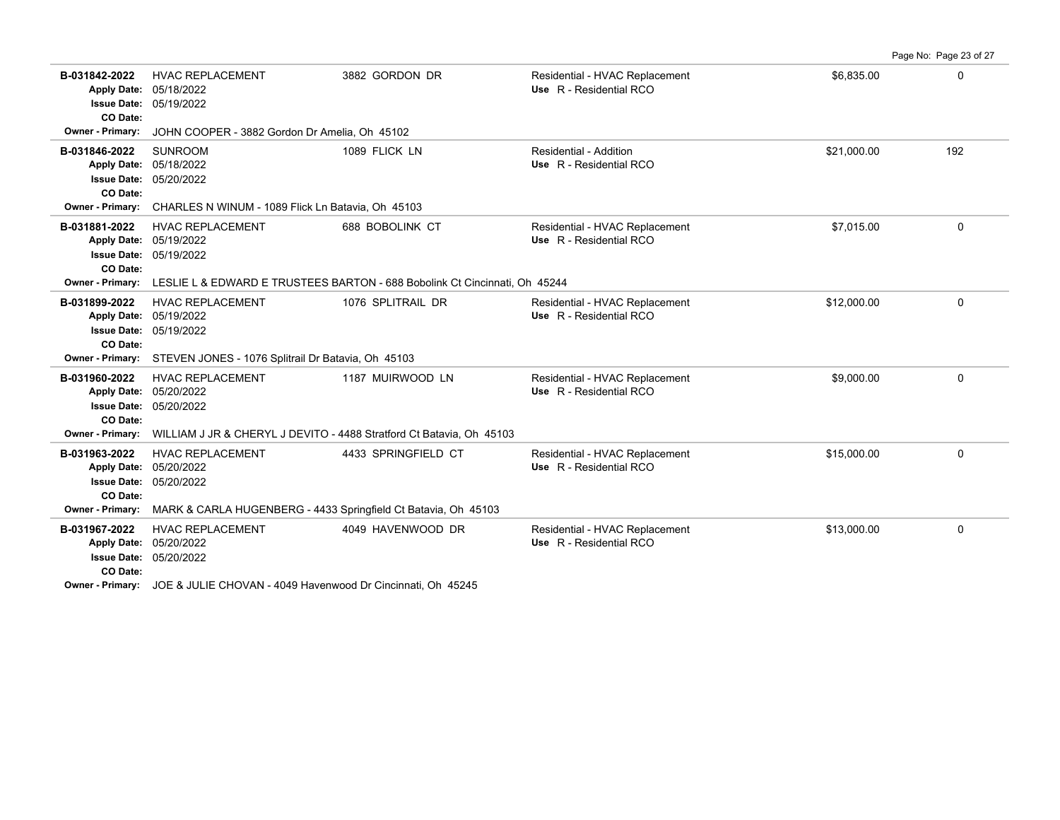| Permit # | Description | Address | Type / Use | Valuation | Sq Ft |
|---|---|---|---|---|---|
| **B-031842-2022**<br>Apply Date: 05/18/2022<br>Issue Date: 05/19/2022<br>CO Date:<br>Owner - Primary: JOHN COOPER - 3882 Gordon Dr Amelia, Oh 45102 | HVAC REPLACEMENT | 3882 GORDON DR | Residential - HVAC Replacement<br>Use R - Residential RCO | $6,835.00 | 0 |
| **B-031846-2022**<br>Apply Date: 05/18/2022<br>Issue Date: 05/20/2022<br>CO Date:<br>Owner - Primary: CHARLES N WINUM - 1089 Flick Ln Batavia, Oh 45103 | SUNROOM | 1089 FLICK LN | Residential - Addition<br>Use R - Residential RCO | $21,000.00 | 192 |
| **B-031881-2022**<br>Apply Date: 05/19/2022<br>Issue Date: 05/19/2022<br>CO Date:<br>Owner - Primary: LESLIE L & EDWARD E TRUSTEES BARTON - 688 Bobolink Ct Cincinnati, Oh 45244 | HVAC REPLACEMENT | 688 BOBOLINK CT | Residential - HVAC Replacement<br>Use R - Residential RCO | $7,015.00 | 0 |
| **B-031899-2022**<br>Apply Date: 05/19/2022<br>Issue Date: 05/19/2022<br>CO Date:<br>Owner - Primary: STEVEN JONES - 1076 Splitrail Dr Batavia, Oh 45103 | HVAC REPLACEMENT | 1076 SPLITRAIL DR | Residential - HVAC Replacement<br>Use R - Residential RCO | $12,000.00 | 0 |
| **B-031960-2022**<br>Apply Date: 05/20/2022<br>Issue Date: 05/20/2022<br>CO Date:<br>Owner - Primary: WILLIAM J JR & CHERYL J DEVITO - 4488 Stratford Ct Batavia, Oh 45103 | HVAC REPLACEMENT | 1187 MUIRWOOD LN | Residential - HVAC Replacement<br>Use R - Residential RCO | $9,000.00 | 0 |
| **B-031963-2022**<br>Apply Date: 05/20/2022<br>Issue Date: 05/20/2022<br>CO Date:<br>Owner - Primary: MARK & CARLA HUGENBERG - 4433 Springfield Ct Batavia, Oh 45103 | HVAC REPLACEMENT | 4433 SPRINGFIELD CT | Residential - HVAC Replacement<br>Use R - Residential RCO | $15,000.00 | 0 |
| **B-031967-2022**<br>Apply Date: 05/20/2022<br>Issue Date: 05/20/2022<br>CO Date:<br>Owner - Primary: JOE & JULIE CHOVAN - 4049 Havenwood Dr Cincinnati, Oh 45245 | HVAC REPLACEMENT | 4049 HAVENWOOD DR | Residential - HVAC Replacement<br>Use R - Residential RCO | $13,000.00 | 0 |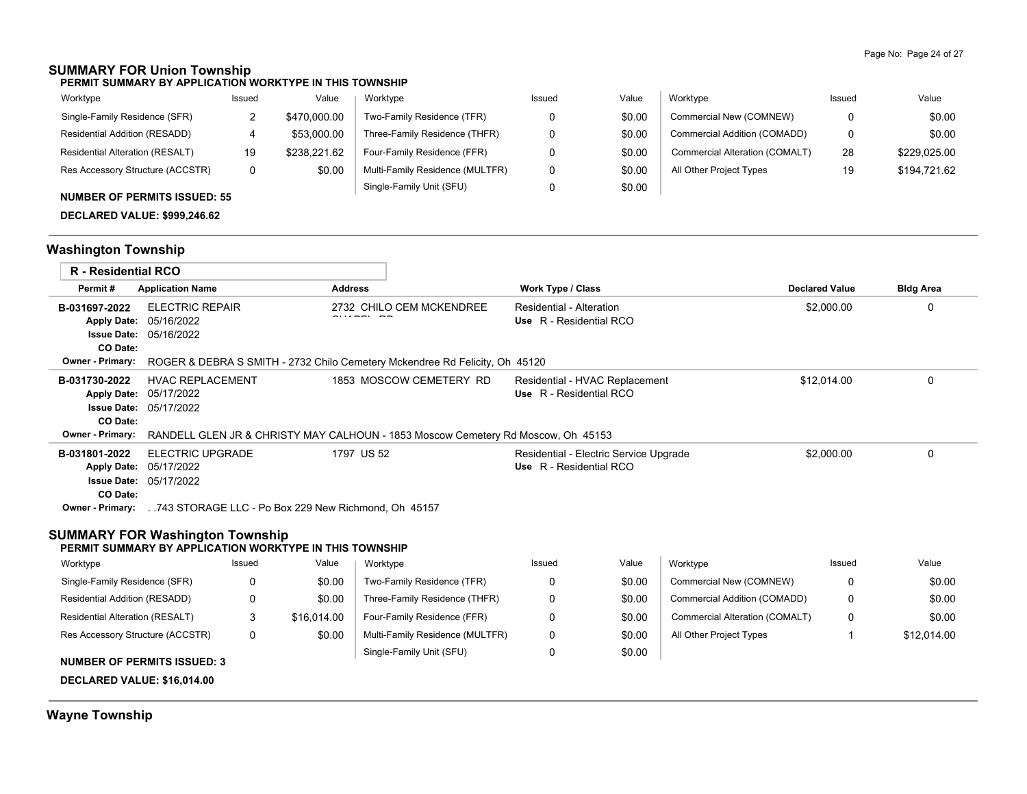## SUMMARY FOR Union Township

**PERMIT SUMMARY BY APPLICATION WORKTYPE IN THIS TOWNSHIP**

| Worktype | Issued | Value | Worktype | Issued | Value | Worktype | Issued | Value |
|---|---|---|---|---|---|---|---|---|
| Single-Family Residence (SFR) | 2 | $470,000.00 | Two-Family Residence (TFR) | 0 | $0.00 | Commercial New (COMNEW) | 0 | $0.00 |
| Residential Addition (RESADD) | 4 | $53,000.00 | Three-Family Residence (THFR) | 0 | $0.00 | Commercial Addition (COMADD) | 0 | $0.00 |
| Residential Alteration (RESALT) | 19 | $238,221.62 | Four-Family Residence (FFR) | 0 | $0.00 | Commercial Alteration (COMALT) | 28 | $229,025.00 |
| Res Accessory Structure (ACCSTR) | 0 | $0.00 | Multi-Family Residence (MULTFR) | 0 | $0.00 | All Other Project Types | 19 | $194,721.62 |
| | | | Single-Family Unit (SFU) | 0 | $0.00 | | | |

**NUMBER OF PERMITS ISSUED: 55**

**DECLARED VALUE: $999,246.62**

## Washington Township

### R - Residential RCO

| Permit # | Application Name | Address | Work Type / Class | Declared Value | Bldg Area |
|---|---|---|---|---|---|
| B-031697-2022<br>Apply Date: 05/16/2022<br>Issue Date: 05/16/2022<br>CO Date: | ELECTRIC REPAIR | 2732 CHILO CEM MCKENDREE CHAPEL RD | Residential - Alteration<br>Use R - Residential RCO | $2,000.00 | 0 |
| Owner - Primary: ROGER & DEBRA S SMITH - 2732 Chilo Cemetery Mckendree Rd Felicity, Oh 45120 | | | | | |
| B-031730-2022<br>Apply Date: 05/17/2022<br>Issue Date: 05/17/2022<br>CO Date: | HVAC REPLACEMENT | 1853 MOSCOW CEMETERY RD | Residential - HVAC Replacement<br>Use R - Residential RCO | $12,014.00 | 0 |
| Owner - Primary: RANDELL GLEN JR & CHRISTY MAY CALHOUN - 1853 Moscow Cemetery Rd Moscow, Oh 45153 | | | | | |
| B-031801-2022<br>Apply Date: 05/17/2022<br>Issue Date: 05/17/2022<br>CO Date: | ELECTRIC UPGRADE | 1797 US 52 | Residential - Electric Service Upgrade<br>Use R - Residential RCO | $2,000.00 | 0 |
| Owner - Primary: . .743 STORAGE LLC - Po Box 229 New Richmond, Oh 45157 | | | | | |

## SUMMARY FOR Washington Township

**PERMIT SUMMARY BY APPLICATION WORKTYPE IN THIS TOWNSHIP**

| Worktype | Issued | Value | Worktype | Issued | Value | Worktype | Issued | Value |
|---|---|---|---|---|---|---|---|---|
| Single-Family Residence (SFR) | 0 | $0.00 | Two-Family Residence (TFR) | 0 | $0.00 | Commercial New (COMNEW) | 0 | $0.00 |
| Residential Addition (RESADD) | 0 | $0.00 | Three-Family Residence (THFR) | 0 | $0.00 | Commercial Addition (COMADD) | 0 | $0.00 |
| Residential Alteration (RESALT) | 3 | $16,014.00 | Four-Family Residence (FFR) | 0 | $0.00 | Commercial Alteration (COMALT) | 0 | $0.00 |
| Res Accessory Structure (ACCSTR) | 0 | $0.00 | Multi-Family Residence (MULTFR) | 0 | $0.00 | All Other Project Types | 1 | $12,014.00 |
| | | | Single-Family Unit (SFU) | 0 | $0.00 | | | |

**NUMBER OF PERMITS ISSUED: 3**

**DECLARED VALUE: $16,014.00**

## Wayne Township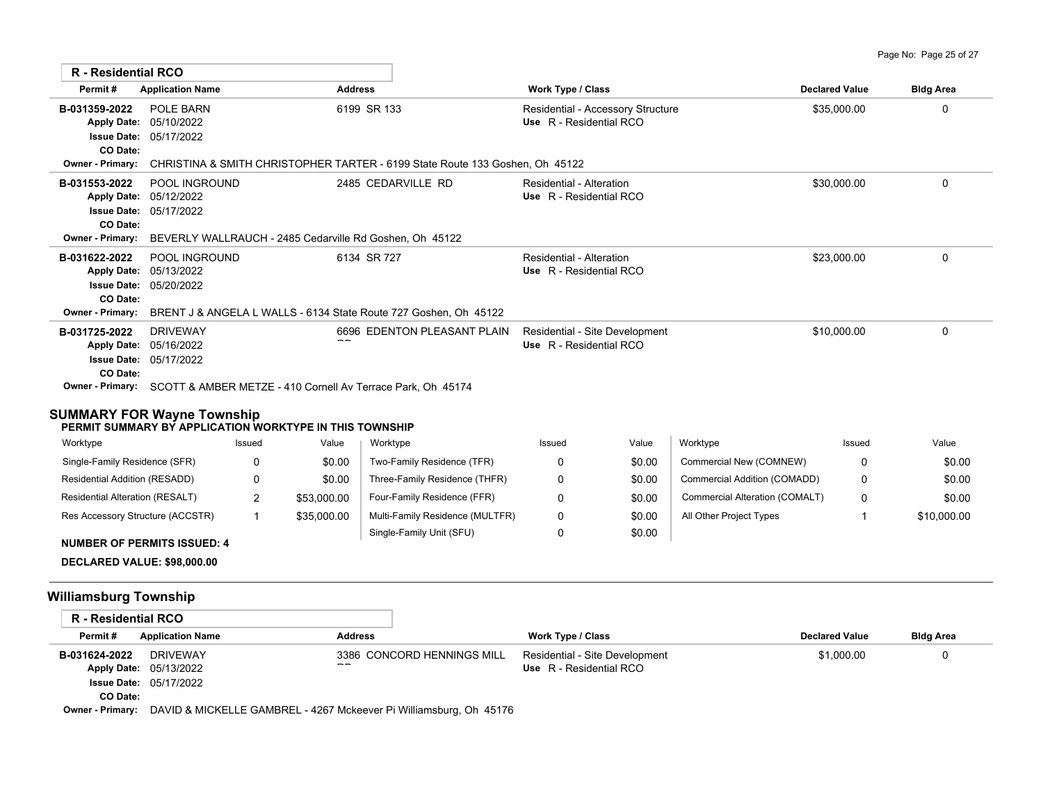**R - Residential RCO**

| Permit # | Application Name | Address | Work Type / Class | Declared Value | Bldg Area |
|---|---|---|---|---|---|
| B-031359-2022<br>Apply Date: 05/10/2022<br>Issue Date: 05/17/2022<br>CO Date: | POLE BARN | 6199 SR 133 | Residential - Accessory Structure<br>Use R - Residential RCO | $35,000.00 | 0 |
| Owner - Primary: | CHRISTINA & SMITH CHRISTOPHER TARTER - 6199 State Route 133 Goshen, Oh 45122 | | | | |
| B-031553-2022<br>Apply Date: 05/12/2022<br>Issue Date: 05/17/2022<br>CO Date: | POOL INGROUND | 2485 CEDARVILLE RD | Residential - Alteration<br>Use R - Residential RCO | $30,000.00 | 0 |
| Owner - Primary: | BEVERLY WALLRAUCH - 2485 Cedarville Rd Goshen, Oh 45122 | | | | |
| B-031622-2022<br>Apply Date: 05/13/2022<br>Issue Date: 05/20/2022<br>CO Date: | POOL INGROUND | 6134 SR 727 | Residential - Alteration<br>Use R - Residential RCO | $23,000.00 | 0 |
| Owner - Primary: | BRENT J & ANGELA L WALLS - 6134 State Route 727 Goshen, Oh 45122 | | | | |
| B-031725-2022<br>Apply Date: 05/16/2022<br>Issue Date: 05/17/2022<br>CO Date: | DRIVEWAY | 6696 EDENTON PLEASANT PLAIN RD | Residential - Site Development<br>Use R - Residential RCO | $10,000.00 | 0 |
| Owner - Primary: | SCOTT & AMBER METZE - 410 Cornell Av Terrace Park, Oh 45174 | | | | |

## SUMMARY FOR Wayne Township

**PERMIT SUMMARY BY APPLICATION WORKTYPE IN THIS TOWNSHIP**

| Worktype | Issued | Value | Worktype | Issued | Value | Worktype | Issued | Value |
|---|---|---|---|---|---|---|---|---|
| Single-Family Residence (SFR) | 0 | $0.00 | Two-Family Residence (TFR) | 0 | $0.00 | Commercial New (COMNEW) | 0 | $0.00 |
| Residential Addition (RESADD) | 0 | $0.00 | Three-Family Residence (THFR) | 0 | $0.00 | Commercial Addition (COMADD) | 0 | $0.00 |
| Residential Alteration (RESALT) | 2 | $53,000.00 | Four-Family Residence (FFR) | 0 | $0.00 | Commercial Alteration (COMALT) | 0 | $0.00 |
| Res Accessory Structure (ACCSTR) | 1 | $35,000.00 | Multi-Family Residence (MULTFR) | 0 | $0.00 | All Other Project Types | 1 | $10,000.00 |
| | | | Single-Family Unit (SFU) | 0 | $0.00 | | | |

**NUMBER OF PERMITS ISSUED: 4**

**DECLARED VALUE: $98,000.00**

## Williamsburg Township

**R - Residential RCO**

| Permit # | Application Name | Address | Work Type / Class | Declared Value | Bldg Area |
|---|---|---|---|---|---|
| B-031624-2022<br>Apply Date: 05/13/2022<br>Issue Date: 05/17/2022<br>CO Date: | DRIVEWAY | 3386 CONCORD HENNINGS MILL RD | Residential - Site Development<br>Use R - Residential RCO | $1,000.00 | 0 |
| Owner - Primary: | DAVID & MICKELLE GAMBREL - 4267 Mckeever Pi Williamsburg, Oh 45176 | | | | |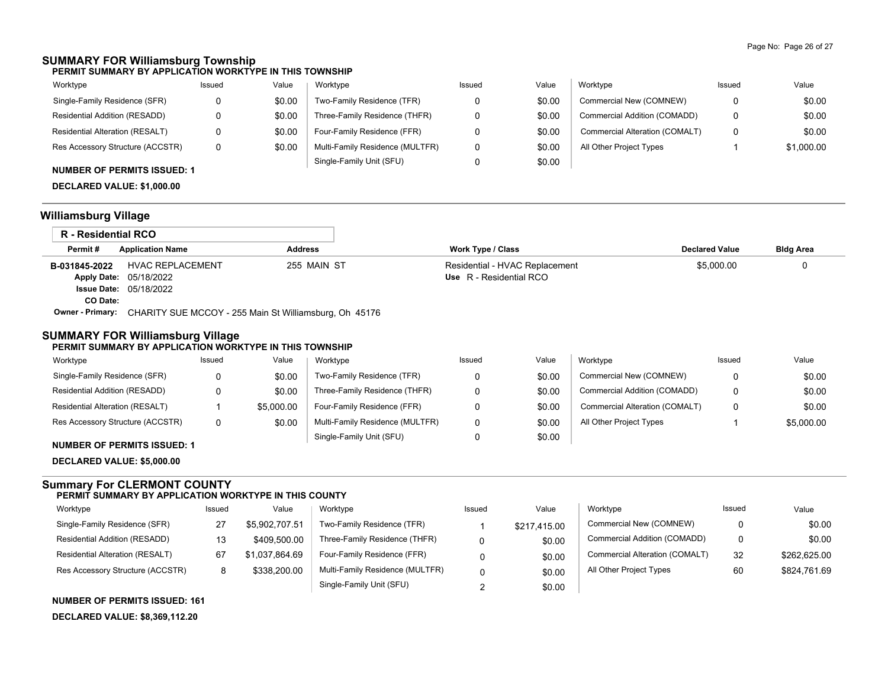## SUMMARY FOR Williamsburg Township

**PERMIT SUMMARY BY APPLICATION WORKTYPE IN THIS TOWNSHIP**

| Worktype | Issued | Value | Worktype | Issued | Value | Worktype | Issued | Value |
|---|---|---|---|---|---|---|---|---|
| Single-Family Residence (SFR) | 0 | $0.00 | Two-Family Residence (TFR) | 0 | $0.00 | Commercial New (COMNEW) | 0 | $0.00 |
| Residential Addition (RESADD) | 0 | $0.00 | Three-Family Residence (THFR) | 0 | $0.00 | Commercial Addition (COMADD) | 0 | $0.00 |
| Residential Alteration (RESALT) | 0 | $0.00 | Four-Family Residence (FFR) | 0 | $0.00 | Commercial Alteration (COMALT) | 0 | $0.00 |
| Res Accessory Structure (ACCSTR) | 0 | $0.00 | Multi-Family Residence (MULTFR) | 0 | $0.00 | All Other Project Types | 1 | $1,000.00 |
| | | | Single-Family Unit (SFU) | 0 | $0.00 | | | |

**NUMBER OF PERMITS ISSUED: 1**

**DECLARED VALUE: $1,000.00**

## Williamsburg Village

**R - Residential RCO**

| Permit # | Application Name | Address | Work Type / Class | Declared Value | Bldg Area |
|---|---|---|---|---|---|
| B-031845-2022 | HVAC REPLACEMENT | 255 MAIN ST | Residential - HVAC Replacement | $5,000.00 | 0 |
| Apply Date: | 05/18/2022 | | Use R - Residential RCO | | |
| Issue Date: | 05/18/2022 | | | | |
| CO Date: | | | | | |
| Owner - Primary: | CHARITY SUE MCCOY - 255 Main St Williamsburg, Oh 45176 | | | | |

## SUMMARY FOR Williamsburg Village

**PERMIT SUMMARY BY APPLICATION WORKTYPE IN THIS TOWNSHIP**

| Worktype | Issued | Value | Worktype | Issued | Value | Worktype | Issued | Value |
|---|---|---|---|---|---|---|---|---|
| Single-Family Residence (SFR) | 0 | $0.00 | Two-Family Residence (TFR) | 0 | $0.00 | Commercial New (COMNEW) | 0 | $0.00 |
| Residential Addition (RESADD) | 0 | $0.00 | Three-Family Residence (THFR) | 0 | $0.00 | Commercial Addition (COMADD) | 0 | $0.00 |
| Residential Alteration (RESALT) | 1 | $5,000.00 | Four-Family Residence (FFR) | 0 | $0.00 | Commercial Alteration (COMALT) | 0 | $0.00 |
| Res Accessory Structure (ACCSTR) | 0 | $0.00 | Multi-Family Residence (MULTFR) | 0 | $0.00 | All Other Project Types | 1 | $5,000.00 |
| | | | Single-Family Unit (SFU) | 0 | $0.00 | | | |

**NUMBER OF PERMITS ISSUED: 1**

**DECLARED VALUE: $5,000.00**

## Summary For CLERMONT COUNTY

**PERMIT SUMMARY BY APPLICATION WORKTYPE IN THIS COUNTY**

| Worktype | Issued | Value | Worktype | Issued | Value | Worktype | Issued | Value |
|---|---|---|---|---|---|---|---|---|
| Single-Family Residence (SFR) | 27 | $5,902,707.51 | Two-Family Residence (TFR) | 1 | $217,415.00 | Commercial New (COMNEW) | 0 | $0.00 |
| Residential Addition (RESADD) | 13 | $409,500.00 | Three-Family Residence (THFR) | 0 | $0.00 | Commercial Addition (COMADD) | 0 | $0.00 |
| Residential Alteration (RESALT) | 67 | $1,037,864.69 | Four-Family Residence (FFR) | 0 | $0.00 | Commercial Alteration (COMALT) | 32 | $262,625.00 |
| Res Accessory Structure (ACCSTR) | 8 | $338,200.00 | Multi-Family Residence (MULTFR) | 0 | $0.00 | All Other Project Types | 60 | $824,761.69 |
| | | | Single-Family Unit (SFU) | 2 | $0.00 | | | |

**NUMBER OF PERMITS ISSUED: 161**

**DECLARED VALUE: $8,369,112.20**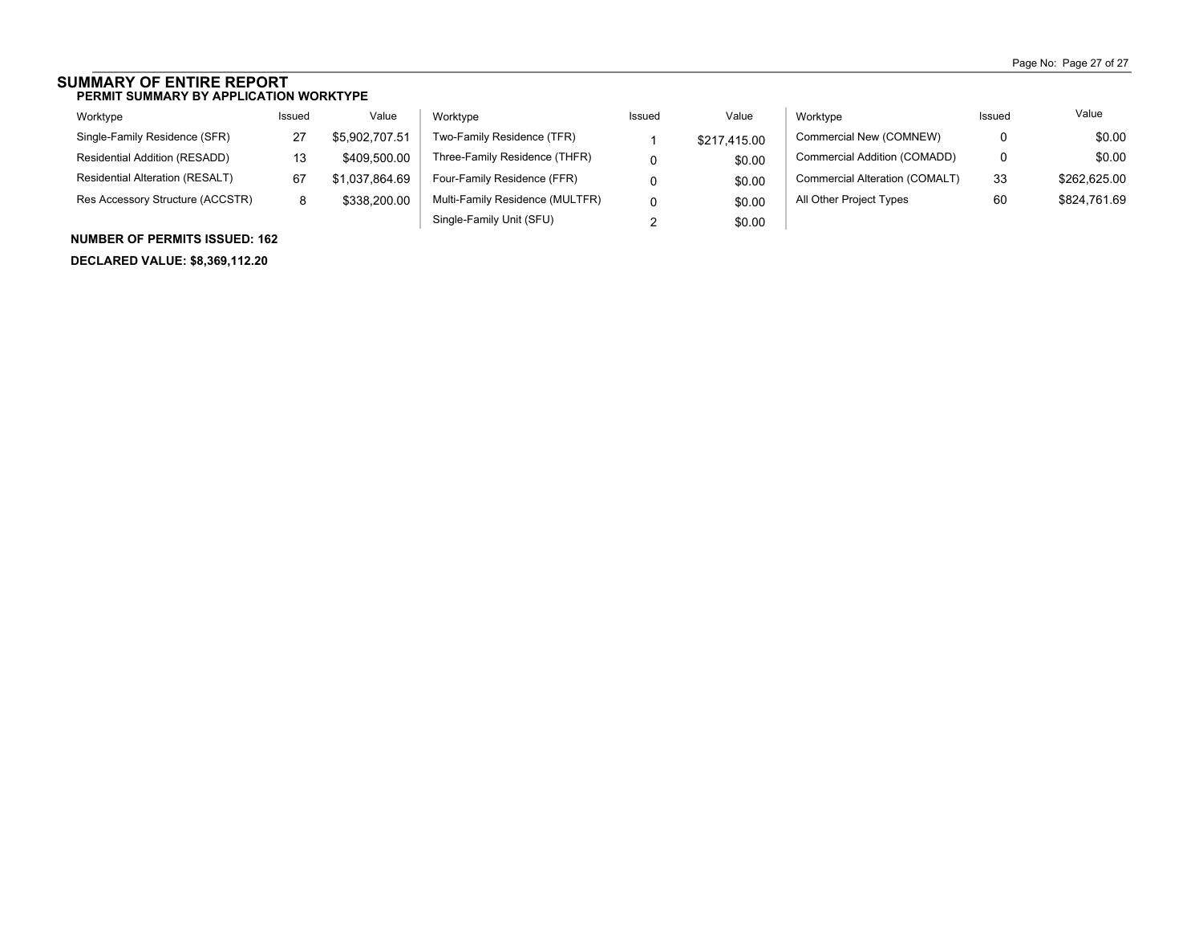# SUMMARY OF ENTIRE REPORT

## PERMIT SUMMARY BY APPLICATION WORKTYPE

| Worktype | Issued | Value | Worktype | Issued | Value | Worktype | Issued | Value |
|---|---|---|---|---|---|---|---|---|
| Single-Family Residence (SFR) | 27 | $5,902,707.51 | Two-Family Residence (TFR) | 1 | $217,415.00 | Commercial New (COMNEW) | 0 | $0.00 |
| Residential Addition (RESADD) | 13 | $409,500.00 | Three-Family Residence (THFR) | 0 | $0.00 | Commercial Addition (COMADD) | 0 | $0.00 |
| Residential Alteration (RESALT) | 67 | $1,037,864.69 | Four-Family Residence (FFR) | 0 | $0.00 | Commercial Alteration (COMALT) | 33 | $262,625.00 |
| Res Accessory Structure (ACCSTR) | 8 | $338,200.00 | Multi-Family Residence (MULTFR) | 0 | $0.00 | All Other Project Types | 60 | $824,761.69 |
| | | | Single-Family Unit (SFU) | 2 | $0.00 | | | |

**NUMBER OF PERMITS ISSUED: 162**

**DECLARED VALUE: $8,369,112.20**